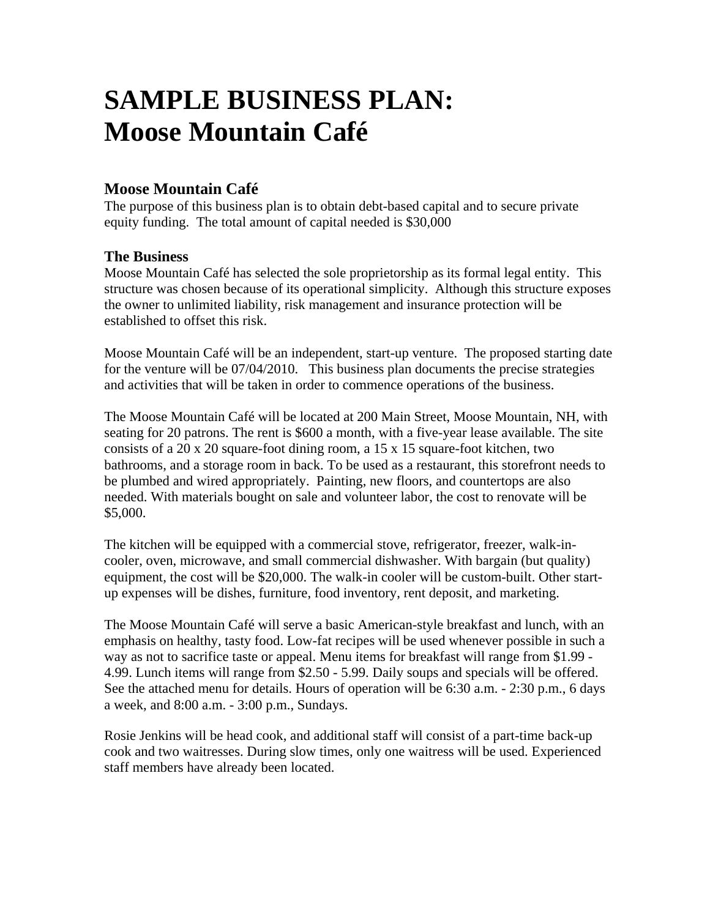# SAMPLE BUSINESS PLAN: Moose Mountain Café

## Moose Mountain Café

The purpose of this business plan is to obtain debt-based capital and to secure private equity funding. The total amount of capital needed is $30,000

## The Business

Moose Mountain Café has selected the sole proprietorship as its formal legal entity. This structure was chosen because of its operational simplicity. Although this structure exposes the owner to unlimited liability, risk management and insurance protection will be established to offset this risk.

Moose Mountain Café will be an independent, start-up venture. The proposed starting date for the venture will be 07/04/2010. This business plan documents the precise strategies and activities that will be taken in order to commence operations of the business.

The Moose Mountain Café will be located at 200 Main Street, Moose Mountain, NH, with seating for 20 patrons. The rent is $600 a month, with a five-year lease available. The site consists of a 20 x 20 square-foot dining room, a 15 x 15 square-foot kitchen, two bathrooms, and a storage room in back. To be used as a restaurant, this storefront needs to be plumbed and wired appropriately. Painting, new floors, and countertops are also needed. With materials bought on sale and volunteer labor, the cost to renovate will be $5,000.

The kitchen will be equipped with a commercial stove, refrigerator, freezer, walk-in-cooler, oven, microwave, and small commercial dishwasher. With bargain (but quality) equipment, the cost will be $20,000. The walk-in cooler will be custom-built. Other start-up expenses will be dishes, furniture, food inventory, rent deposit, and marketing.

The Moose Mountain Café will serve a basic American-style breakfast and lunch, with an emphasis on healthy, tasty food. Low-fat recipes will be used whenever possible in such a way as not to sacrifice taste or appeal. Menu items for breakfast will range from $1.99 - 4.99. Lunch items will range from $2.50 - 5.99. Daily soups and specials will be offered. See the attached menu for details. Hours of operation will be 6:30 a.m. - 2:30 p.m., 6 days a week, and 8:00 a.m. - 3:00 p.m., Sundays.

Rosie Jenkins will be head cook, and additional staff will consist of a part-time back-up cook and two waitresses. During slow times, only one waitress will be used. Experienced staff members have already been located.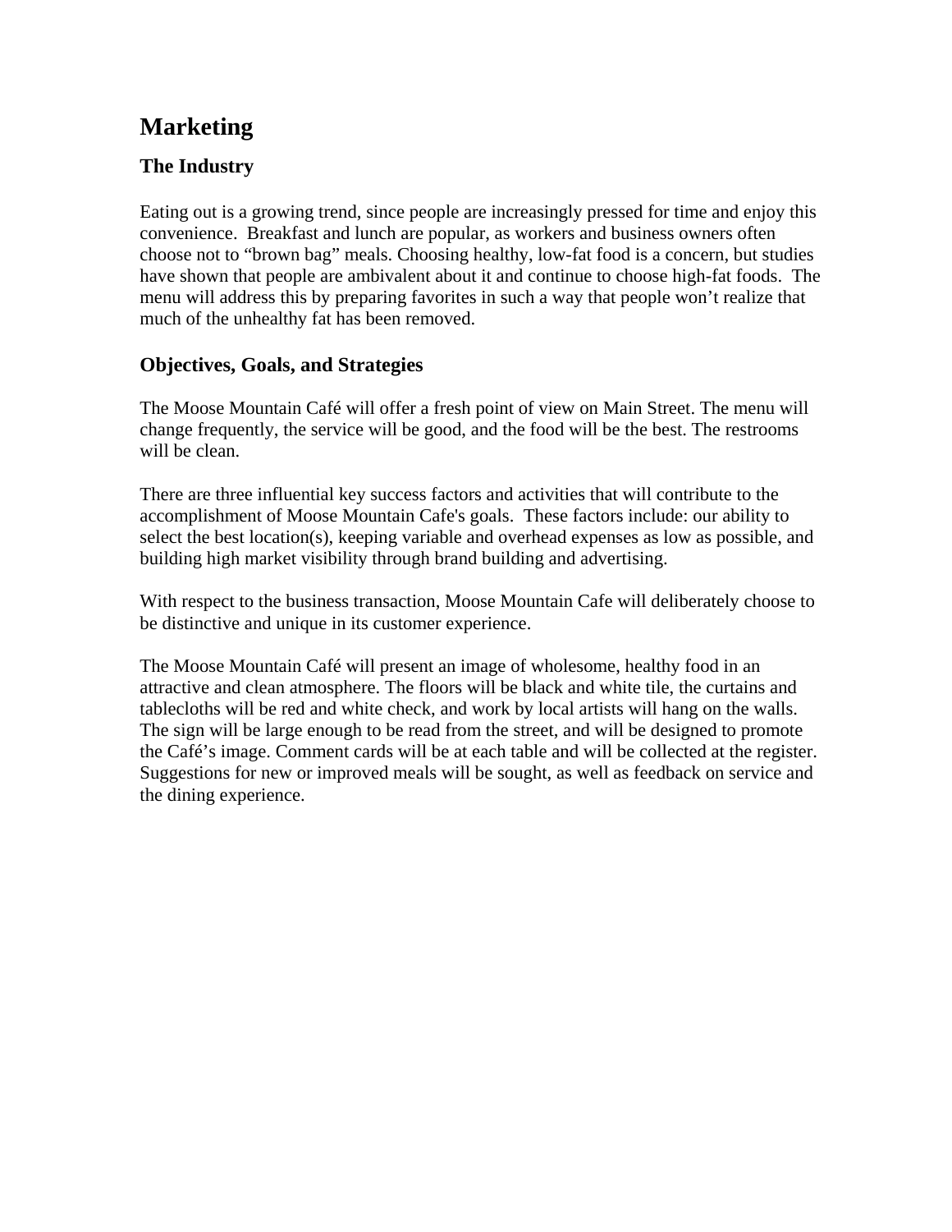# Marketing

## The Industry

Eating out is a growing trend, since people are increasingly pressed for time and enjoy this convenience. Breakfast and lunch are popular, as workers and business owners often choose not to "brown bag" meals. Choosing healthy, low-fat food is a concern, but studies have shown that people are ambivalent about it and continue to choose high-fat foods. The menu will address this by preparing favorites in such a way that people won't realize that much of the unhealthy fat has been removed.

## Objectives, Goals, and Strategies

The Moose Mountain Café will offer a fresh point of view on Main Street. The menu will change frequently, the service will be good, and the food will be the best. The restrooms will be clean.

There are three influential key success factors and activities that will contribute to the accomplishment of Moose Mountain Cafe's goals. These factors include: our ability to select the best location(s), keeping variable and overhead expenses as low as possible, and building high market visibility through brand building and advertising.

With respect to the business transaction, Moose Mountain Cafe will deliberately choose to be distinctive and unique in its customer experience.

The Moose Mountain Café will present an image of wholesome, healthy food in an attractive and clean atmosphere. The floors will be black and white tile, the curtains and tablecloths will be red and white check, and work by local artists will hang on the walls. The sign will be large enough to be read from the street, and will be designed to promote the Café's image. Comment cards will be at each table and will be collected at the register. Suggestions for new or improved meals will be sought, as well as feedback on service and the dining experience.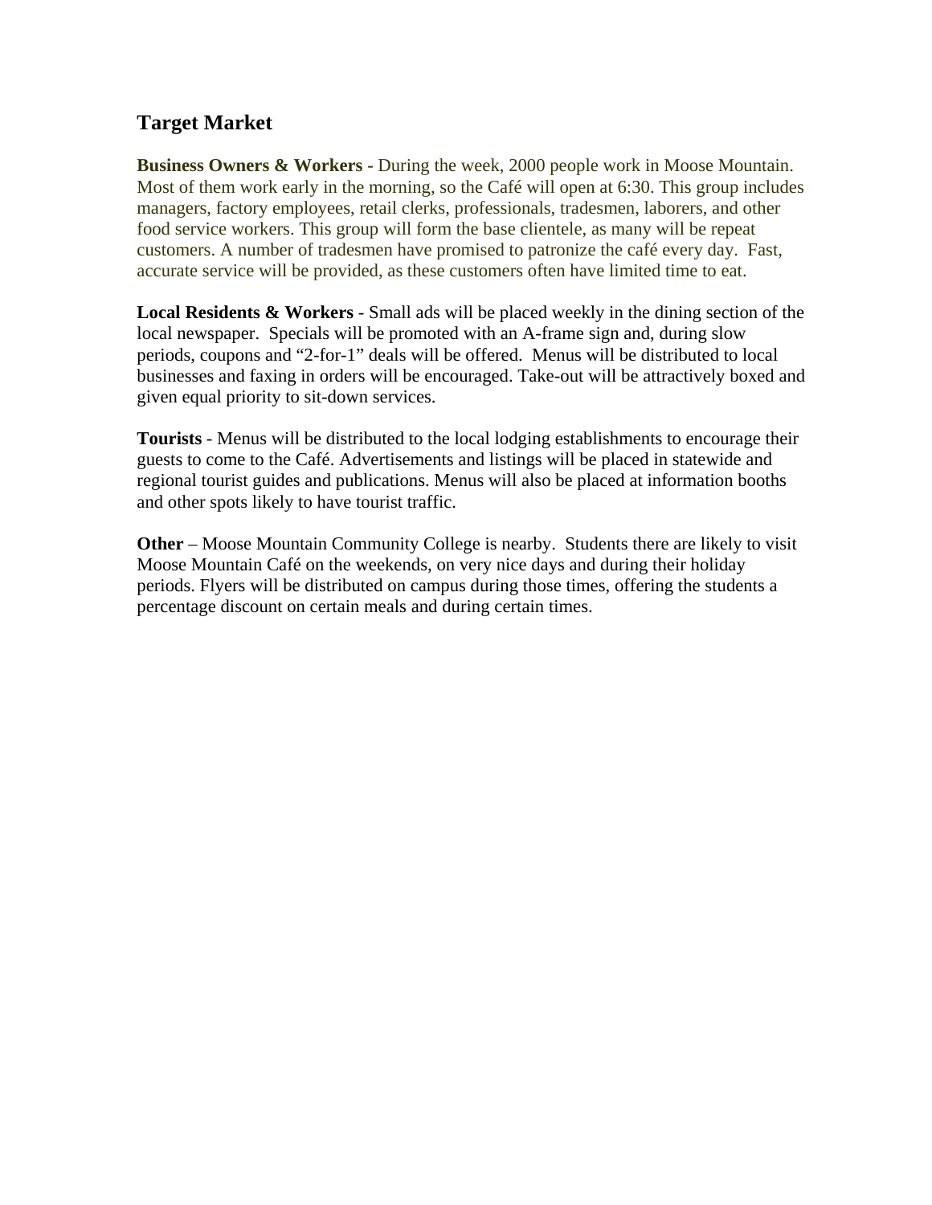## Target Market

**Business Owners & Workers -** During the week, 2000 people work in Moose Mountain. Most of them work early in the morning, so the Café will open at 6:30. This group includes managers, factory employees, retail clerks, professionals, tradesmen, laborers, and other food service workers. This group will form the base clientele, as many will be repeat customers. A number of tradesmen have promised to patronize the café every day. Fast, accurate service will be provided, as these customers often have limited time to eat.

**Local Residents & Workers** - Small ads will be placed weekly in the dining section of the local newspaper. Specials will be promoted with an A-frame sign and, during slow periods, coupons and "2-for-1" deals will be offered. Menus will be distributed to local businesses and faxing in orders will be encouraged. Take-out will be attractively boxed and given equal priority to sit-down services.

**Tourists** - Menus will be distributed to the local lodging establishments to encourage their guests to come to the Café. Advertisements and listings will be placed in statewide and regional tourist guides and publications. Menus will also be placed at information booths and other spots likely to have tourist traffic.

**Other** – Moose Mountain Community College is nearby. Students there are likely to visit Moose Mountain Café on the weekends, on very nice days and during their holiday periods. Flyers will be distributed on campus during those times, offering the students a percentage discount on certain meals and during certain times.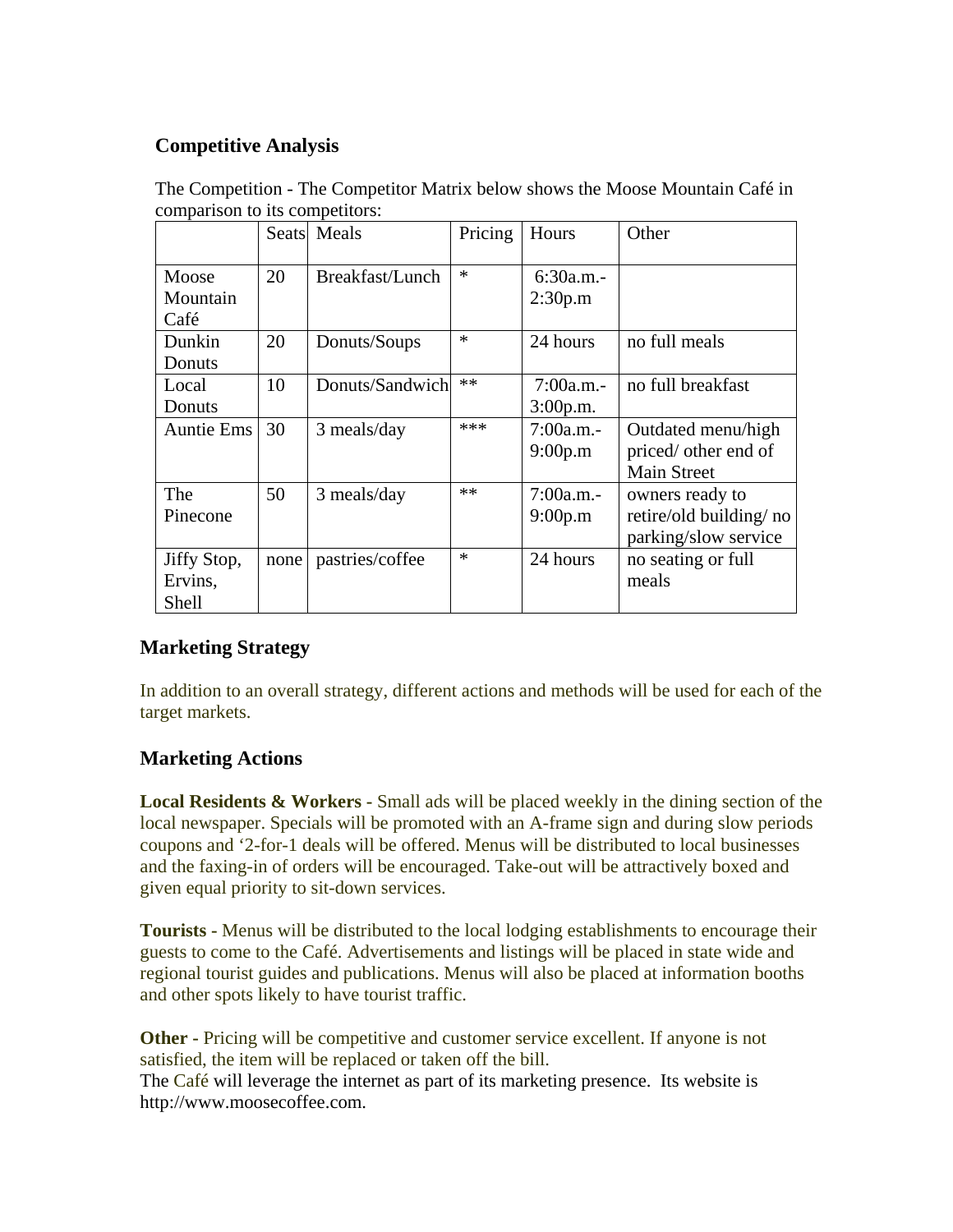## Competitive Analysis

The Competition - The Competitor Matrix below shows the Moose Mountain Café in comparison to its competitors:

| | Seats | Meals | Pricing | Hours | Other |
|---|---|---|---|---|---|
| Moose Mountain Café | 20 | Breakfast/Lunch | * | 6:30a.m.- 2:30p.m | |
| Dunkin Donuts | 20 | Donuts/Soups | * | 24 hours | no full meals |
| Local Donuts | 10 | Donuts/Sandwich | ** | 7:00a.m.- 3:00p.m. | no full breakfast |
| Auntie Ems | 30 | 3 meals/day | *** | 7:00a.m.- 9:00p.m | Outdated menu/high priced/ other end of Main Street |
| The Pinecone | 50 | 3 meals/day | ** | 7:00a.m.- 9:00p.m | owners ready to retire/old building/ no parking/slow service |
| Jiffy Stop, Ervins, Shell | none | pastries/coffee | * | 24 hours | no seating or full meals |

## Marketing Strategy

In addition to an overall strategy, different actions and methods will be used for each of the target markets.

## Marketing Actions

**Local Residents & Workers -** Small ads will be placed weekly in the dining section of the local newspaper. Specials will be promoted with an A-frame sign and during slow periods coupons and '2-for-1 deals will be offered. Menus will be distributed to local businesses and the faxing-in of orders will be encouraged. Take-out will be attractively boxed and given equal priority to sit-down services.

**Tourists -** Menus will be distributed to the local lodging establishments to encourage their guests to come to the Café. Advertisements and listings will be placed in state wide and regional tourist guides and publications. Menus will also be placed at information booths and other spots likely to have tourist traffic.

**Other -** Pricing will be competitive and customer service excellent. If anyone is not satisfied, the item will be replaced or taken off the bill.
The Café will leverage the internet as part of its marketing presence. Its website is http://www.moosecoffee.com.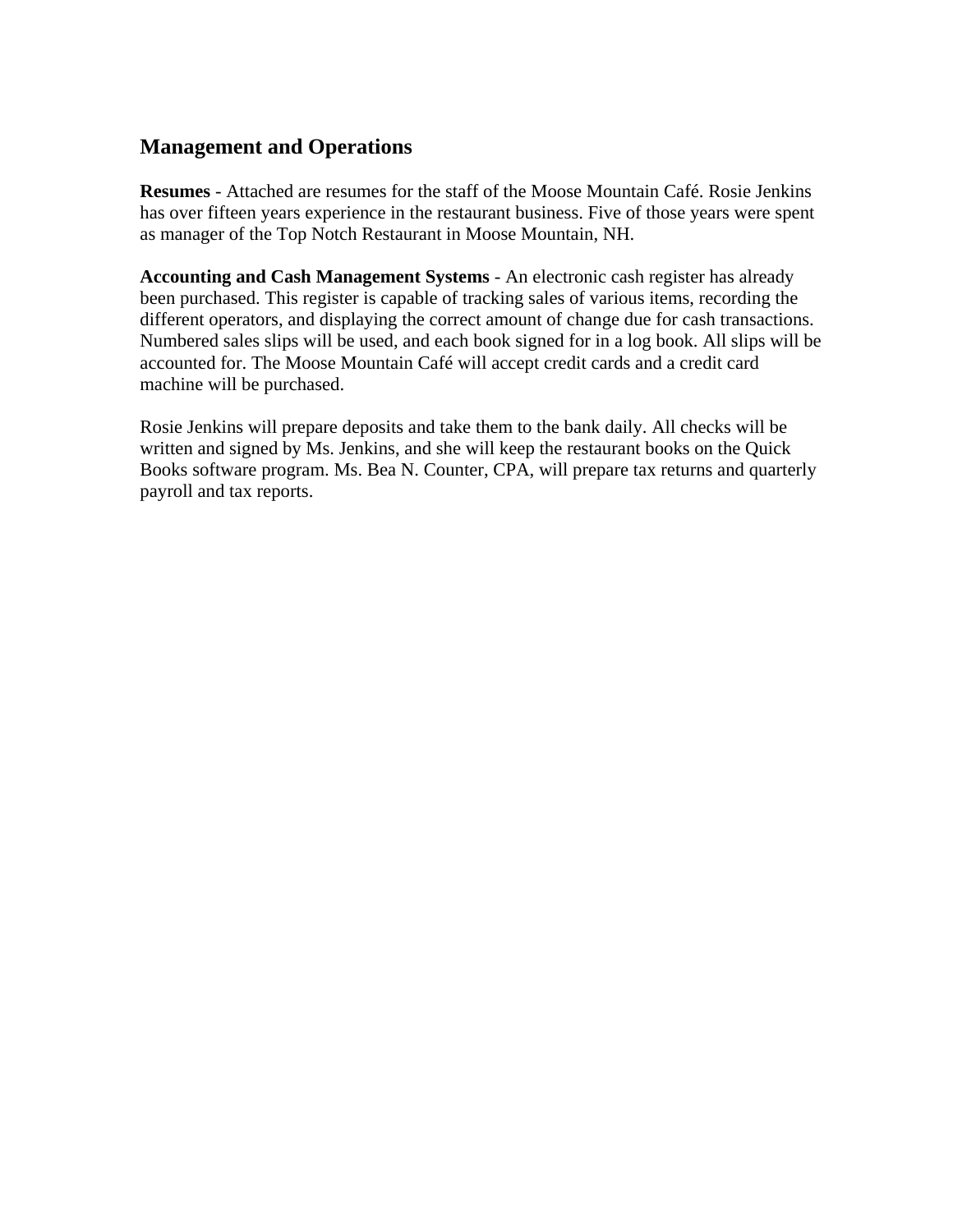## Management and Operations

**Resumes** - Attached are resumes for the staff of the Moose Mountain Café. Rosie Jenkins has over fifteen years experience in the restaurant business. Five of those years were spent as manager of the Top Notch Restaurant in Moose Mountain, NH.

**Accounting and Cash Management Systems** - An electronic cash register has already been purchased. This register is capable of tracking sales of various items, recording the different operators, and displaying the correct amount of change due for cash transactions. Numbered sales slips will be used, and each book signed for in a log book. All slips will be accounted for. The Moose Mountain Café will accept credit cards and a credit card machine will be purchased.

Rosie Jenkins will prepare deposits and take them to the bank daily. All checks will be written and signed by Ms. Jenkins, and she will keep the restaurant books on the Quick Books software program. Ms. Bea N. Counter, CPA, will prepare tax returns and quarterly payroll and tax reports.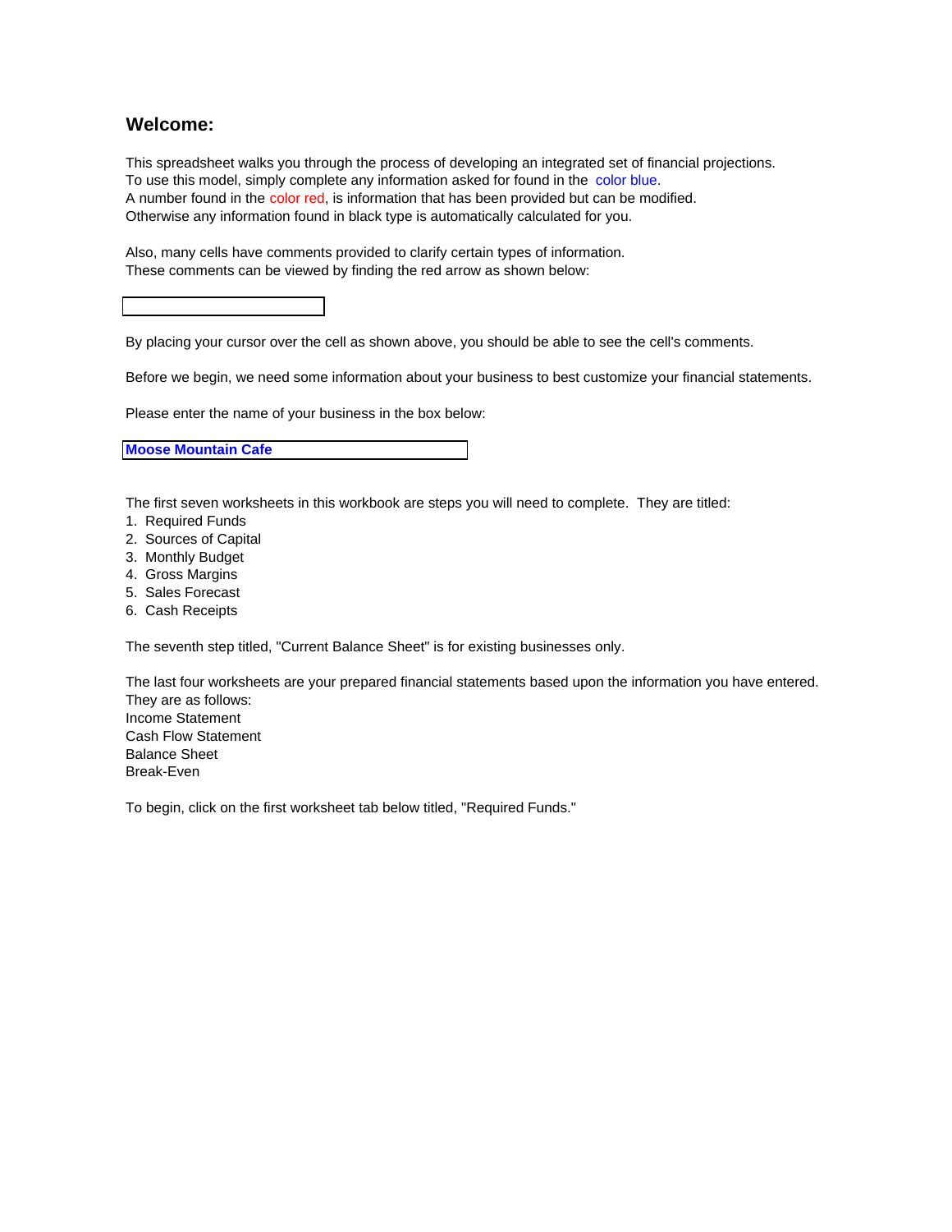## Welcome:

This spreadsheet walks you through the process of developing an integrated set of financial projections.
To use this model, simply complete any information asked for found in the color blue.
A number found in the color red, is information that has been provided but can be modified.
Otherwise any information found in black type is automatically calculated for you.

Also, many cells have comments provided to clarify certain types of information.
These comments can be viewed by finding the red arrow as shown below:

By placing your cursor over the cell as shown above, you should be able to see the cell's comments.

Before we begin, we need some information about your business to best customize your financial statements.

Please enter the name of your business in the box below:

**Moose Mountain Cafe**

The first seven worksheets in this workbook are steps you will need to complete. They are titled:

1. Required Funds
2. Sources of Capital
3. Monthly Budget
4. Gross Margins
5. Sales Forecast
6. Cash Receipts

The seventh step titled, "Current Balance Sheet" is for existing businesses only.

The last four worksheets are your prepared financial statements based upon the information you have entered.
They are as follows:
Income Statement
Cash Flow Statement
Balance Sheet
Break-Even

To begin, click on the first worksheet tab below titled, "Required Funds."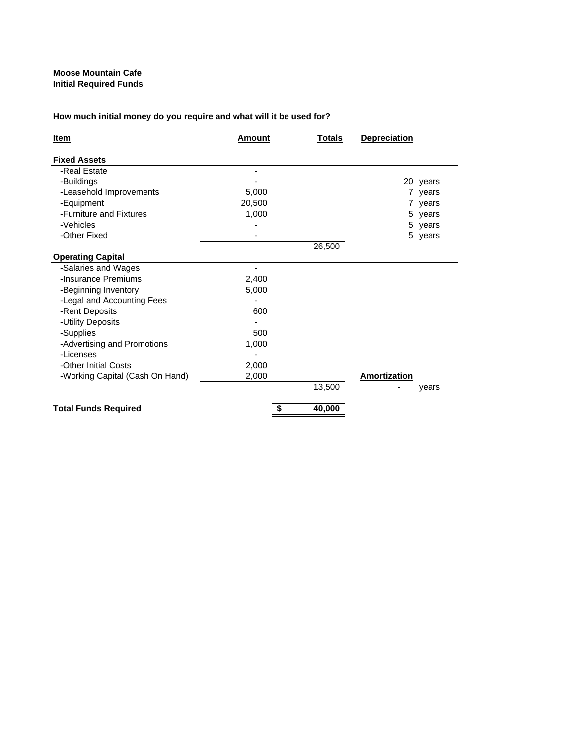**Moose Mountain Cafe**
**Initial Required Funds**

**How much initial money do you require and what will it be used for?**

| Item | Amount | Totals | Depreciation | |
|---|---|---|---|---|
| **Fixed Assets** | | | | |
| -Real Estate | - | | | |
| -Buildings | - | | 20 | years |
| -Leasehold Improvements | 5,000 | | 7 | years |
| -Equipment | 20,500 | | 7 | years |
| -Furniture and Fixtures | 1,000 | | 5 | years |
| -Vehicles | - | | 5 | years |
| -Other Fixed | - | | 5 | years |
| | | 26,500 | | |
| **Operating Capital** | | | | |
| -Salaries and Wages | - | | | |
| -Insurance Premiums | 2,400 | | | |
| -Beginning Inventory | 5,000 | | | |
| -Legal and Accounting Fees | - | | | |
| -Rent Deposits | 600 | | | |
| -Utility Deposits | - | | | |
| -Supplies | 500 | | | |
| -Advertising and Promotions | 1,000 | | | |
| -Licenses | - | | | |
| -Other Initial Costs | 2,000 | | | |
| -Working Capital (Cash On Hand) | 2,000 | | **Amortization** | |
| | | 13,500 | - | years |
| **Total Funds Required** | $ | **40,000** | | |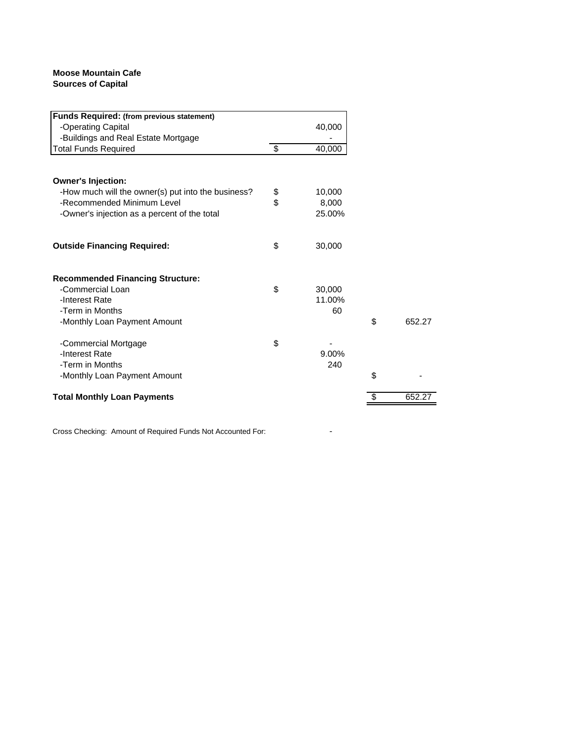**Moose Mountain Cafe**
**Sources of Capital**

| **Funds Required:** (from previous statement) | | |
|---|---|---|
| -Operating Capital | | 40,000 |
| -Buildings and Real Estate Mortgage | | - |
| Total Funds Required | $ | 40,000 |

| | | | | |
|---|---|---|---|---|
| **Owner's Injection:** | | | | |
| -How much will the owner(s) put into the business? | $ | 10,000 | | |
| -Recommended Minimum Level | $ | 8,000 | | |
| -Owner's injection as a percent of the total | | 25.00% | | |
| | | | | |
| **Outside Financing Required:** | $ | 30,000 | | |
| | | | | |
| **Recommended Financing Structure:** | | | | |
| -Commercial Loan | $ | 30,000 | | |
| -Interest Rate | | 11.00% | | |
| -Term in Months | | 60 | | |
| -Monthly Loan Payment Amount | | | $ | 652.27 |
| | | | | |
| -Commercial Mortgage | $ | - | | |
| -Interest Rate | | 9.00% | | |
| -Term in Months | | 240 | | |
| -Monthly Loan Payment Amount | | | $ | - |
| | | | | |
| **Total Monthly Loan Payments** | | | $ | 652.27 |

Cross Checking: Amount of Required Funds Not Accounted For: -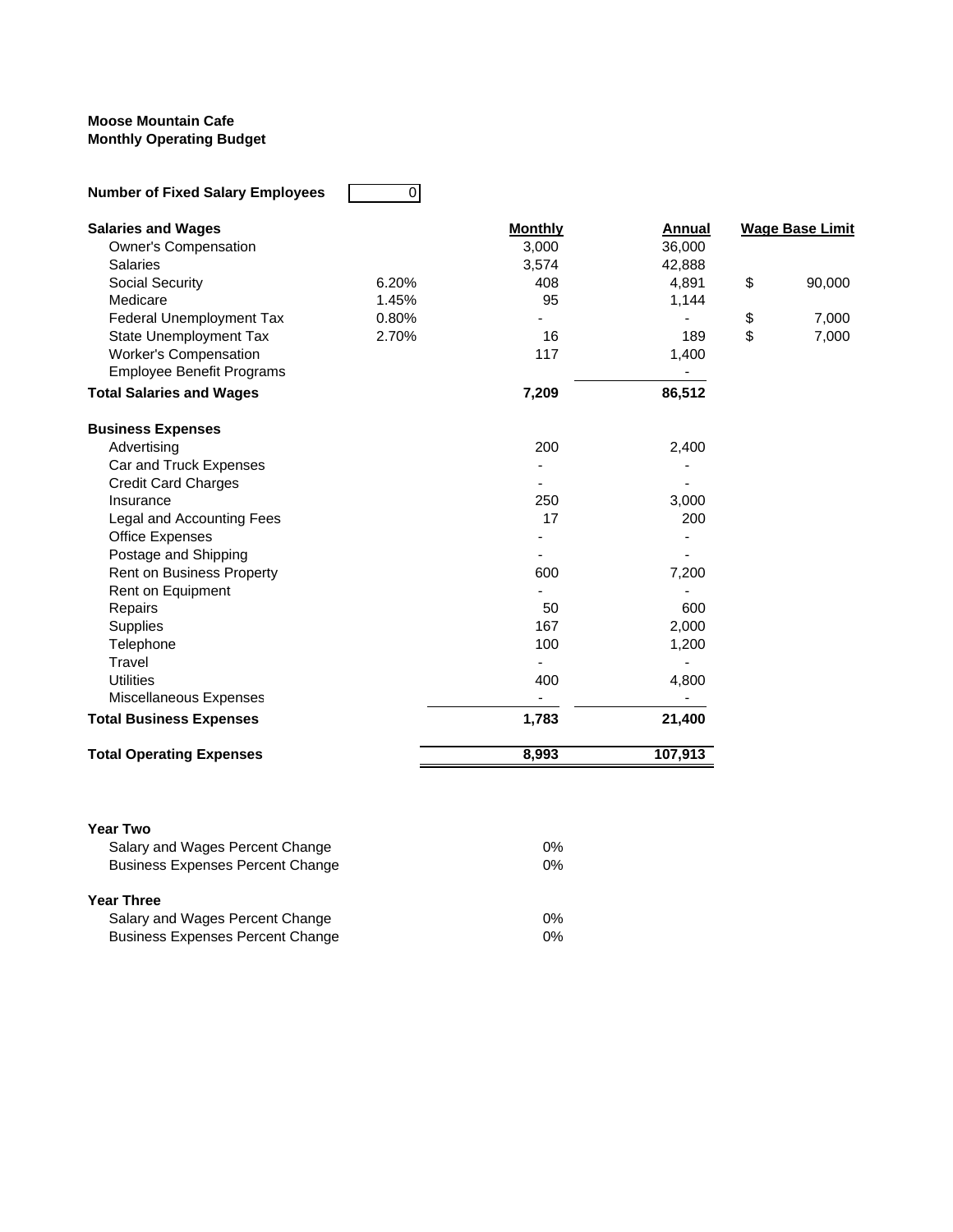**Moose Mountain Cafe**
**Monthly Operating Budget**

**Number of Fixed Salary Employees** | 0

| **Salaries and Wages** | | **Monthly** | **Annual** | **Wage Base Limit** |
|---|---|---|---|---|
| Owner's Compensation | | 3,000 | 36,000 | |
| Salaries | | 3,574 | 42,888 | |
| Social Security | 6.20% | 408 | 4,891 | $ 90,000 |
| Medicare | 1.45% | 95 | 1,144 | |
| Federal Unemployment Tax | 0.80% | - | - | $ 7,000 |
| State Unemployment Tax | 2.70% | 16 | 189 | $ 7,000 |
| Worker's Compensation | | 117 | 1,400 | |
| Employee Benefit Programs | | | - | |
| **Total Salaries and Wages** | | **7,209** | **86,512** | |
| | | | | |
| **Business Expenses** | | | | |
| Advertising | | 200 | 2,400 | |
| Car and Truck Expenses | | - | - | |
| Credit Card Charges | | - | - | |
| Insurance | | 250 | 3,000 | |
| Legal and Accounting Fees | | 17 | 200 | |
| Office Expenses | | - | - | |
| Postage and Shipping | | - | - | |
| Rent on Business Property | | 600 | 7,200 | |
| Rent on Equipment | | - | - | |
| Repairs | | 50 | 600 | |
| Supplies | | 167 | 2,000 | |
| Telephone | | 100 | 1,200 | |
| Travel | | - | - | |
| Utilities | | 400 | 4,800 | |
| Miscellaneous Expenses | | - | - | |
| **Total Business Expenses** | | **1,783** | **21,400** | |
| | | | | |
| **Total Operating Expenses** | | **8,993** | **107,913** | |

| **Year Two** | |
|---|---|
| Salary and Wages Percent Change | 0% |
| Business Expenses Percent Change | 0% |
| **Year Three** | |
| Salary and Wages Percent Change | 0% |
| Business Expenses Percent Change | 0% |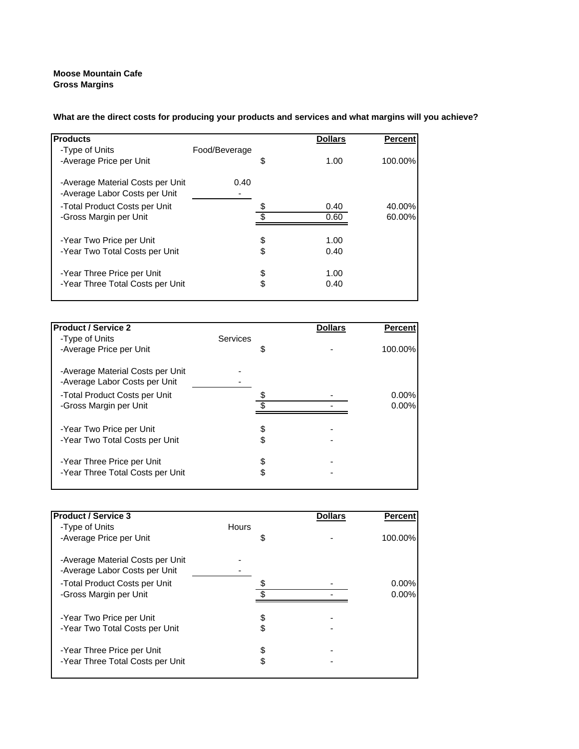**Moose Mountain Cafe**
**Gross Margins**

**What are the direct costs for producing your products and services and what margins will you achieve?**

| **Products** | | | **Dollars** | **Percent** |
|---|---|---|---|---|
| -Type of Units | Food/Beverage | | | |
| -Average Price per Unit | | $ | 1.00 | 100.00% |
| -Average Material Costs per Unit | 0.40 | | | |
| -Average Labor Costs per Unit | - | | | |
| -Total Product Costs per Unit | | $ | 0.40 | 40.00% |
| -Gross Margin per Unit | | $ | 0.60 | 60.00% |
| -Year Two Price per Unit | | $ | 1.00 | |
| -Year Two Total Costs per Unit | | $ | 0.40 | |
| -Year Three Price per Unit | | $ | 1.00 | |
| -Year Three Total Costs per Unit | | $ | 0.40 | |

| **Product / Service 2** | | | **Dollars** | **Percent** |
|---|---|---|---|---|
| -Type of Units | Services | | | |
| -Average Price per Unit | | $ | - | 100.00% |
| -Average Material Costs per Unit | - | | | |
| -Average Labor Costs per Unit | - | | | |
| -Total Product Costs per Unit | | $ | - | 0.00% |
| -Gross Margin per Unit | | $ | - | 0.00% |
| -Year Two Price per Unit | | $ | - | |
| -Year Two Total Costs per Unit | | $ | - | |
| -Year Three Price per Unit | | $ | - | |
| -Year Three Total Costs per Unit | | $ | - | |

| **Product / Service 3** | | | **Dollars** | **Percent** |
|---|---|---|---|---|
| -Type of Units | Hours | | | |
| -Average Price per Unit | | $ | - | 100.00% |
| -Average Material Costs per Unit | - | | | |
| -Average Labor Costs per Unit | - | | | |
| -Total Product Costs per Unit | | $ | - | 0.00% |
| -Gross Margin per Unit | | $ | - | 0.00% |
| -Year Two Price per Unit | | $ | - | |
| -Year Two Total Costs per Unit | | $ | - | |
| -Year Three Price per Unit | | $ | - | |
| -Year Three Total Costs per Unit | | $ | - | |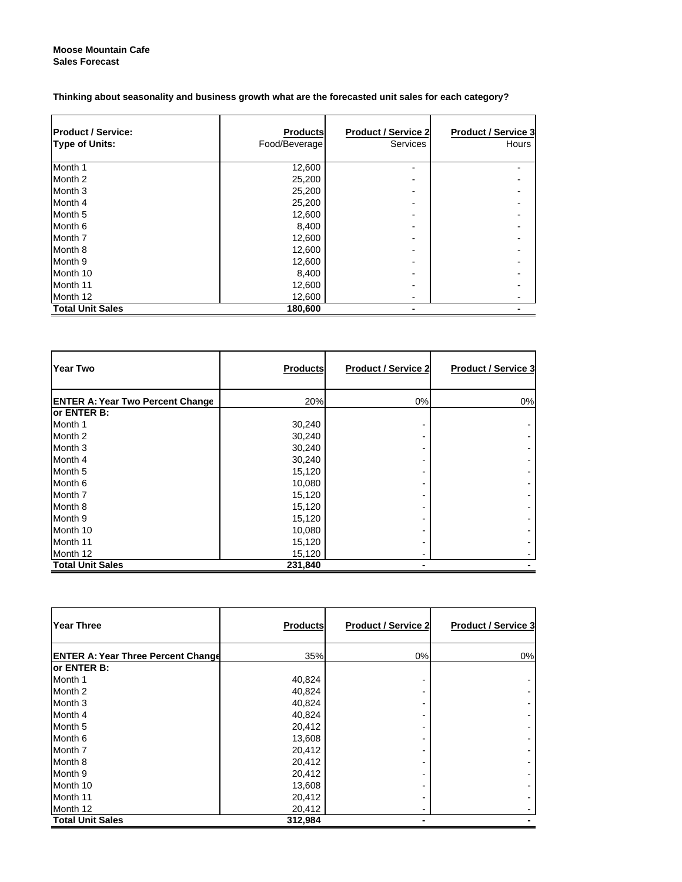**Moose Mountain Cafe**
**Sales Forecast**

**Thinking about seasonality and business growth what are the forecasted unit sales for each category?**

| **Product / Service:** | **Products** | **Product / Service 2** | **Product / Service 3** |
|---|---|---|---|
| **Type of Units:** | Food/Beverage | Services | Hours |
| Month 1 | 12,600 | - | - |
| Month 2 | 25,200 | - | - |
| Month 3 | 25,200 | - | - |
| Month 4 | 25,200 | - | - |
| Month 5 | 12,600 | - | - |
| Month 6 | 8,400 | - | - |
| Month 7 | 12,600 | - | - |
| Month 8 | 12,600 | - | - |
| Month 9 | 12,600 | - | - |
| Month 10 | 8,400 | - | - |
| Month 11 | 12,600 | - | - |
| Month 12 | 12,600 | - | - |
| **Total Unit Sales** | **180,600** | **-** | **-** |

| **Year Two** | **Products** | **Product / Service 2** | **Product / Service 3** |
|---|---|---|---|
| **ENTER A: Year Two Percent Change** | 20% | 0% | 0% |
| **or ENTER B:** | | | |
| Month 1 | 30,240 | - | - |
| Month 2 | 30,240 | - | - |
| Month 3 | 30,240 | - | - |
| Month 4 | 30,240 | - | - |
| Month 5 | 15,120 | - | - |
| Month 6 | 10,080 | - | - |
| Month 7 | 15,120 | - | - |
| Month 8 | 15,120 | - | - |
| Month 9 | 15,120 | - | - |
| Month 10 | 10,080 | - | - |
| Month 11 | 15,120 | - | - |
| Month 12 | 15,120 | - | - |
| **Total Unit Sales** | **231,840** | **-** | **-** |

| **Year Three** | **Products** | **Product / Service 2** | **Product / Service 3** |
|---|---|---|---|
| **ENTER A: Year Three Percent Change** | 35% | 0% | 0% |
| **or ENTER B:** | | | |
| Month 1 | 40,824 | - | - |
| Month 2 | 40,824 | - | - |
| Month 3 | 40,824 | - | - |
| Month 4 | 40,824 | - | - |
| Month 5 | 20,412 | - | - |
| Month 6 | 13,608 | - | - |
| Month 7 | 20,412 | - | - |
| Month 8 | 20,412 | - | - |
| Month 9 | 20,412 | - | - |
| Month 10 | 13,608 | - | - |
| Month 11 | 20,412 | - | - |
| Month 12 | 20,412 | - | - |
| **Total Unit Sales** | **312,984** | **-** | **-** |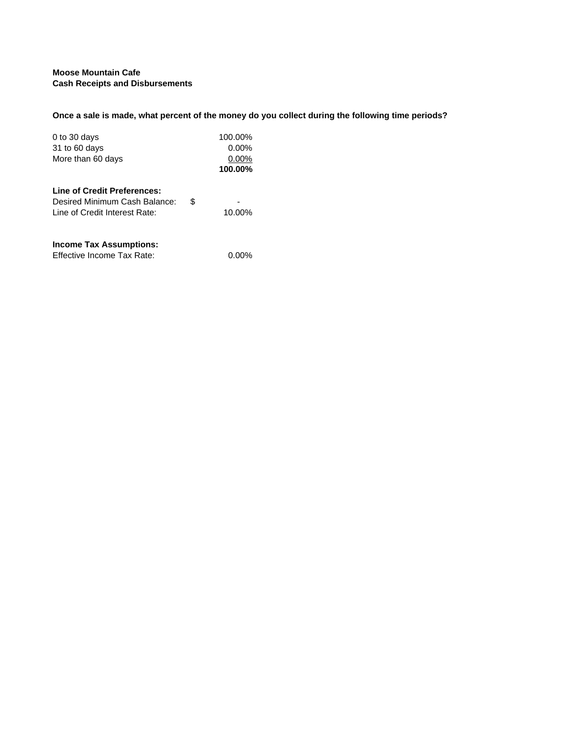**Moose Mountain Cafe**
**Cash Receipts and Disbursements**

**Once a sale is made, what percent of the money do you collect during the following time periods?**

| | |
|---|---|
| 0 to 30 days | 100.00% |
| 31 to 60 days | 0.00% |
| More than 60 days | 0.00% |
| | **100.00%** |

**Line of Credit Preferences:**

| | | |
|---|---|---|
| Desired Minimum Cash Balance: | $ | - |
| Line of Credit Interest Rate: | | 10.00% |

**Income Tax Assumptions:**

| | |
|---|---|
| Effective Income Tax Rate: | 0.00% |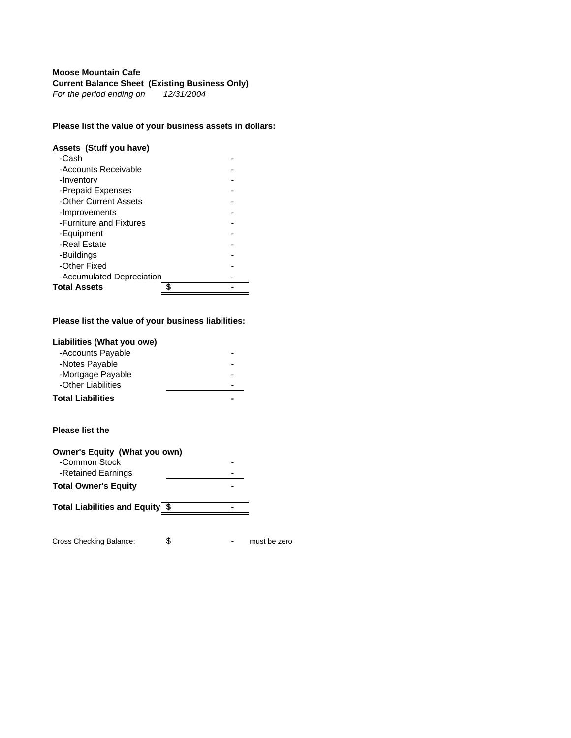**Moose Mountain Cafe**

**Current Balance Sheet (Existing Business Only)**

*For the period ending on 12/31/2004*

**Please list the value of your business assets in dollars:**

| **Assets (Stuff you have)** | | |
|---|---|---|
| -Cash | | - |
| -Accounts Receivable | | - |
| -Inventory | | - |
| -Prepaid Expenses | | - |
| -Other Current Assets | | - |
| -Improvements | | - |
| -Furniture and Fixtures | | - |
| -Equipment | | - |
| -Real Estate | | - |
| -Buildings | | - |
| -Other Fixed | | - |
| -Accumulated Depreciation | | - |
| **Total Assets** | **$** | **-** |

**Please list the value of your business liabilities:**

| **Liabilities (What you owe)** | |
|---|---|
| -Accounts Payable | - |
| -Notes Payable | - |
| -Mortgage Payable | - |
| -Other Liabilities | - |
| **Total Liabilities** | **-** |

**Please list the**

| **Owner's Equity (What you own)** | | |
|---|---|---|
| -Common Stock | | - |
| -Retained Earnings | | - |
| **Total Owner's Equity** | | **-** |
| **Total Liabilities and Equity** | **$** | **-** |

| Cross Checking Balance: | $ | - | must be zero |
|---|---|---|---|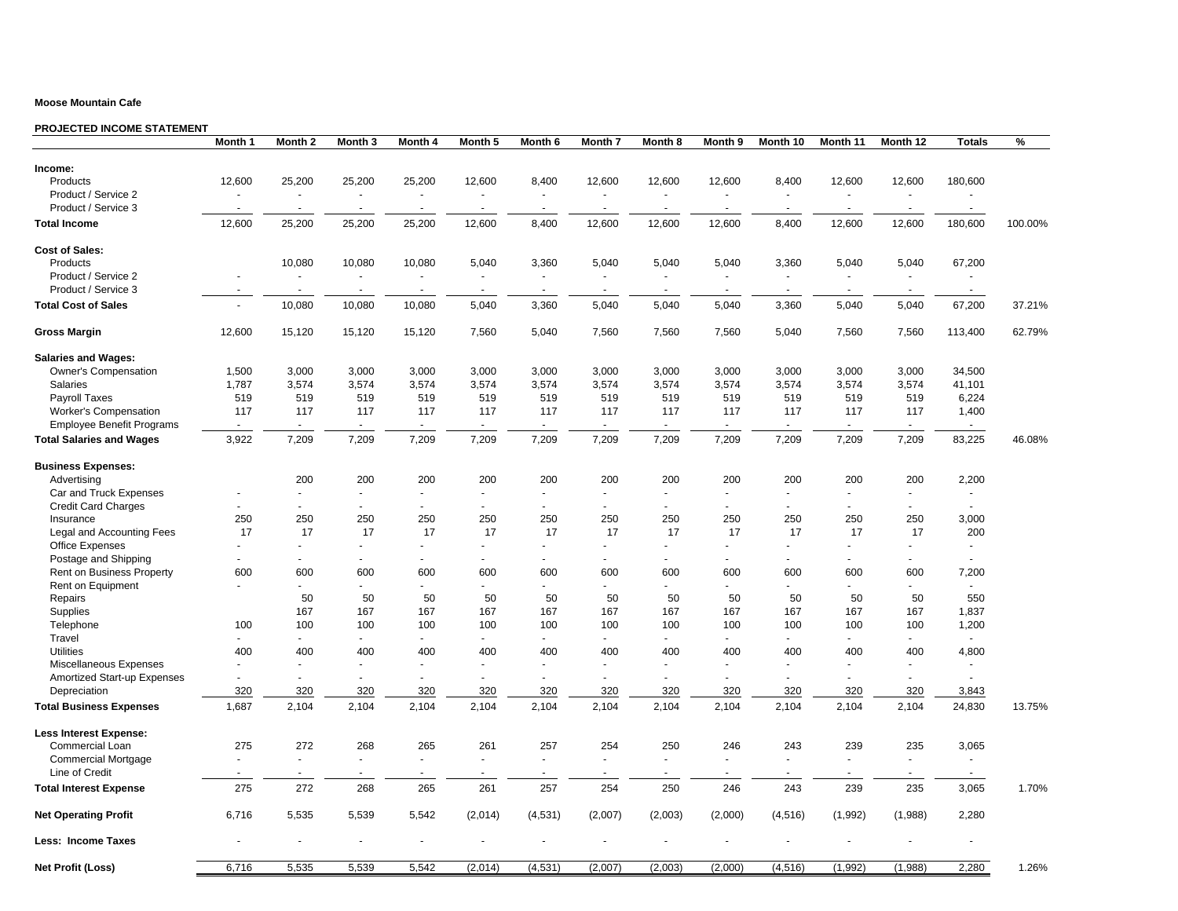**Moose Mountain Cafe**

**PROJECTED INCOME STATEMENT**

| | Month 1 | Month 2 | Month 3 | Month 4 | Month 5 | Month 6 | Month 7 | Month 8 | Month 9 | Month 10 | Month 11 | Month 12 | Totals | % |
|---|---|---|---|---|---|---|---|---|---|---|---|---|---|---|
| **Income:** | | | | | | | | | | | | | | |
| Products | 12,600 | 25,200 | 25,200 | 25,200 | 12,600 | 8,400 | 12,600 | 12,600 | 12,600 | 8,400 | 12,600 | 12,600 | 180,600 | |
| Product / Service 2 | - | - | - | - | - | - | - | - | - | - | - | - | - | |
| Product / Service 3 | - | - | - | - | - | - | - | - | - | - | - | - | - | |
| **Total Income** | 12,600 | 25,200 | 25,200 | 25,200 | 12,600 | 8,400 | 12,600 | 12,600 | 12,600 | 8,400 | 12,600 | 12,600 | 180,600 | 100.00% |
| **Cost of Sales:** | | | | | | | | | | | | | | |
| Products | | 10,080 | 10,080 | 10,080 | 5,040 | 3,360 | 5,040 | 5,040 | 5,040 | 3,360 | 5,040 | 5,040 | 67,200 | |
| Product / Service 2 | - | - | - | - | - | - | - | - | - | - | - | - | - | |
| Product / Service 3 | - | - | - | - | - | - | - | - | - | - | - | - | - | |
| **Total Cost of Sales** | - | 10,080 | 10,080 | 10,080 | 5,040 | 3,360 | 5,040 | 5,040 | 5,040 | 3,360 | 5,040 | 5,040 | 67,200 | 37.21% |
| **Gross Margin** | 12,600 | 15,120 | 15,120 | 15,120 | 7,560 | 5,040 | 7,560 | 7,560 | 7,560 | 5,040 | 7,560 | 7,560 | 113,400 | 62.79% |
| **Salaries and Wages:** | | | | | | | | | | | | | | |
| Owner's Compensation | 1,500 | 3,000 | 3,000 | 3,000 | 3,000 | 3,000 | 3,000 | 3,000 | 3,000 | 3,000 | 3,000 | 3,000 | 34,500 | |
| Salaries | 1,787 | 3,574 | 3,574 | 3,574 | 3,574 | 3,574 | 3,574 | 3,574 | 3,574 | 3,574 | 3,574 | 3,574 | 41,101 | |
| Payroll Taxes | 519 | 519 | 519 | 519 | 519 | 519 | 519 | 519 | 519 | 519 | 519 | 519 | 6,224 | |
| Worker's Compensation | 117 | 117 | 117 | 117 | 117 | 117 | 117 | 117 | 117 | 117 | 117 | 117 | 1,400 | |
| Employee Benefit Programs | - | - | - | - | - | - | - | - | - | - | - | - | - | |
| **Total Salaries and Wages** | 3,922 | 7,209 | 7,209 | 7,209 | 7,209 | 7,209 | 7,209 | 7,209 | 7,209 | 7,209 | 7,209 | 7,209 | 83,225 | 46.08% |
| **Business Expenses:** | | | | | | | | | | | | | | |
| Advertising | | 200 | 200 | 200 | 200 | 200 | 200 | 200 | 200 | 200 | 200 | 200 | 2,200 | |
| Car and Truck Expenses | - | - | - | - | - | - | - | - | - | - | - | - | - | |
| Credit Card Charges | - | - | - | - | - | - | - | - | - | - | - | - | - | |
| Insurance | 250 | 250 | 250 | 250 | 250 | 250 | 250 | 250 | 250 | 250 | 250 | 250 | 3,000 | |
| Legal and Accounting Fees | 17 | 17 | 17 | 17 | 17 | 17 | 17 | 17 | 17 | 17 | 17 | 17 | 200 | |
| Office Expenses | - | - | - | - | - | - | - | - | - | - | - | - | - | |
| Postage and Shipping | - | - | - | - | - | - | - | - | - | - | - | - | - | |
| Rent on Business Property | 600 | 600 | 600 | 600 | 600 | 600 | 600 | 600 | 600 | 600 | 600 | 600 | 7,200 | |
| Rent on Equipment | - | - | - | - | - | - | - | - | - | - | - | - | - | |
| Repairs | | 50 | 50 | 50 | 50 | 50 | 50 | 50 | 50 | 50 | 50 | 50 | 550 | |
| Supplies | | 167 | 167 | 167 | 167 | 167 | 167 | 167 | 167 | 167 | 167 | 167 | 1,837 | |
| Telephone | 100 | 100 | 100 | 100 | 100 | 100 | 100 | 100 | 100 | 100 | 100 | 100 | 1,200 | |
| Travel | - | - | - | - | - | - | - | - | - | - | - | - | - | |
| Utilities | 400 | 400 | 400 | 400 | 400 | 400 | 400 | 400 | 400 | 400 | 400 | 400 | 4,800 | |
| Miscellaneous Expenses | - | - | - | - | - | - | - | - | - | - | - | - | - | |
| Amortized Start-up Expenses | - | - | - | - | - | - | - | - | - | - | - | - | - | |
| Depreciation | 320 | 320 | 320 | 320 | 320 | 320 | 320 | 320 | 320 | 320 | 320 | 320 | 3,843 | |
| **Total Business Expenses** | 1,687 | 2,104 | 2,104 | 2,104 | 2,104 | 2,104 | 2,104 | 2,104 | 2,104 | 2,104 | 2,104 | 2,104 | 24,830 | 13.75% |
| **Less Interest Expense:** | | | | | | | | | | | | | | |
| Commercial Loan | 275 | 272 | 268 | 265 | 261 | 257 | 254 | 250 | 246 | 243 | 239 | 235 | 3,065 | |
| Commercial Mortgage | - | - | - | - | - | - | - | - | - | - | - | - | - | |
| Line of Credit | - | - | - | - | - | - | - | - | - | - | - | - | - | |
| **Total Interest Expense** | 275 | 272 | 268 | 265 | 261 | 257 | 254 | 250 | 246 | 243 | 239 | 235 | 3,065 | 1.70% |
| **Net Operating Profit** | 6,716 | 5,535 | 5,539 | 5,542 | (2,014) | (4,531) | (2,007) | (2,003) | (2,000) | (4,516) | (1,992) | (1,988) | 2,280 | |
| **Less: Income Taxes** | - | - | - | - | - | - | - | - | - | - | - | - | - | |
| **Net Profit (Loss)** | 6,716 | 5,535 | 5,539 | 5,542 | (2,014) | (4,531) | (2,007) | (2,003) | (2,000) | (4,516) | (1,992) | (1,988) | 2,280 | 1.26% |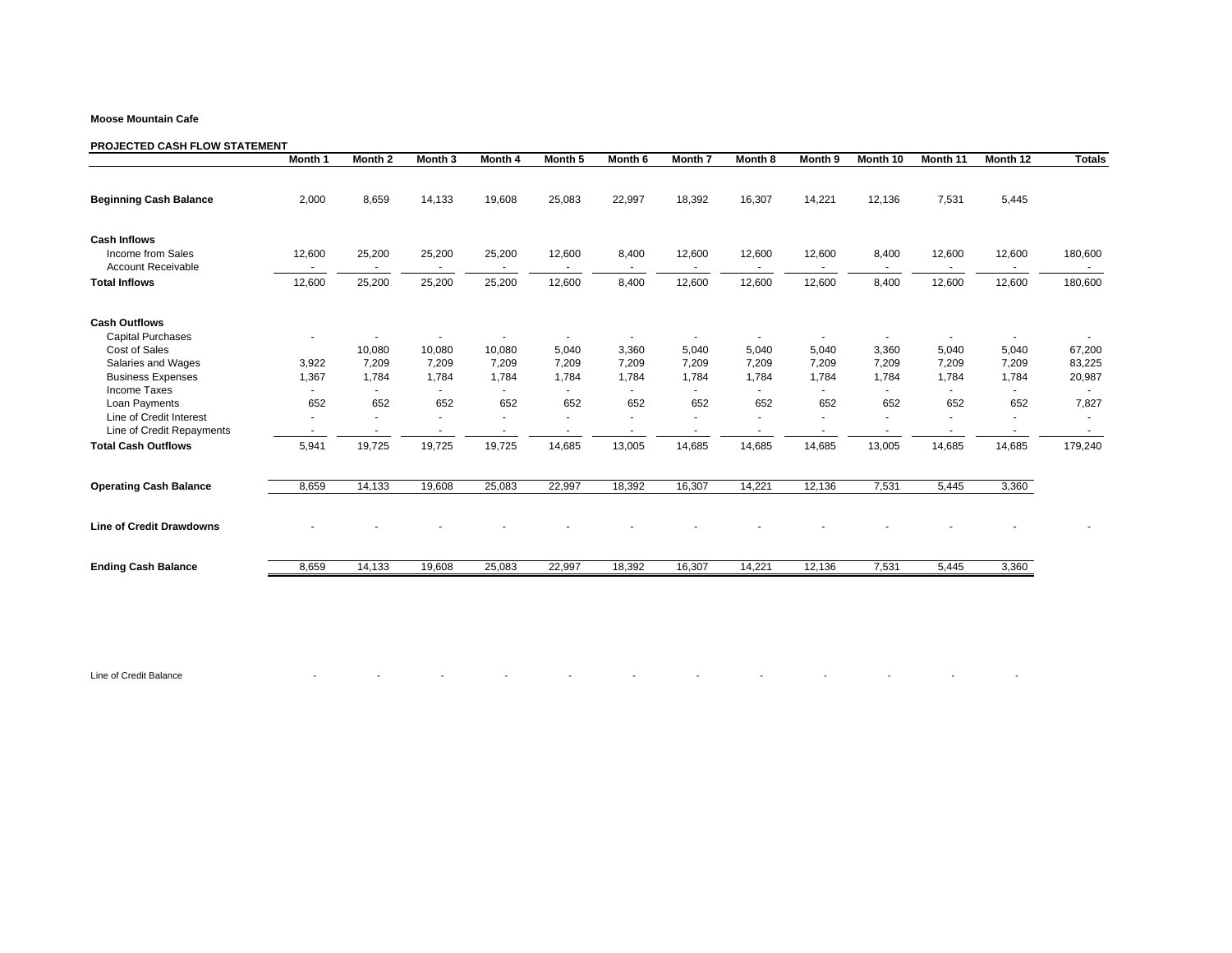**Moose Mountain Cafe**

**PROJECTED CASH FLOW STATEMENT**

| | Month 1 | Month 2 | Month 3 | Month 4 | Month 5 | Month 6 | Month 7 | Month 8 | Month 9 | Month 10 | Month 11 | Month 12 | Totals |
|---|---|---|---|---|---|---|---|---|---|---|---|---|---|
| **Beginning Cash Balance** | 2,000 | 8,659 | 14,133 | 19,608 | 25,083 | 22,997 | 18,392 | 16,307 | 14,221 | 12,136 | 7,531 | 5,445 | |
| **Cash Inflows** | | | | | | | | | | | | | |
| Income from Sales | 12,600 | 25,200 | 25,200 | 25,200 | 12,600 | 8,400 | 12,600 | 12,600 | 12,600 | 8,400 | 12,600 | 12,600 | 180,600 |
| Account Receivable | - | - | - | - | - | - | - | - | - | - | - | - | - |
| **Total Inflows** | 12,600 | 25,200 | 25,200 | 25,200 | 12,600 | 8,400 | 12,600 | 12,600 | 12,600 | 8,400 | 12,600 | 12,600 | 180,600 |
| **Cash Outflows** | | | | | | | | | | | | | |
| Capital Purchases | - | - | - | - | - | - | - | - | - | - | - | - | - |
| Cost of Sales | | 10,080 | 10,080 | 10,080 | 5,040 | 3,360 | 5,040 | 5,040 | 5,040 | 3,360 | 5,040 | 5,040 | 67,200 |
| Salaries and Wages | 3,922 | 7,209 | 7,209 | 7,209 | 7,209 | 7,209 | 7,209 | 7,209 | 7,209 | 7,209 | 7,209 | 7,209 | 83,225 |
| Business Expenses | 1,367 | 1,784 | 1,784 | 1,784 | 1,784 | 1,784 | 1,784 | 1,784 | 1,784 | 1,784 | 1,784 | 1,784 | 20,987 |
| Income Taxes | - | - | - | - | - | - | - | - | - | - | - | - | - |
| Loan Payments | 652 | 652 | 652 | 652 | 652 | 652 | 652 | 652 | 652 | 652 | 652 | 652 | 7,827 |
| Line of Credit Interest | - | - | - | - | - | - | - | - | - | - | - | - | - |
| Line of Credit Repayments | - | - | - | - | - | - | - | - | - | - | - | - | - |
| **Total Cash Outflows** | 5,941 | 19,725 | 19,725 | 19,725 | 14,685 | 13,005 | 14,685 | 14,685 | 14,685 | 13,005 | 14,685 | 14,685 | 179,240 |
| **Operating Cash Balance** | 8,659 | 14,133 | 19,608 | 25,083 | 22,997 | 18,392 | 16,307 | 14,221 | 12,136 | 7,531 | 5,445 | 3,360 | |
| **Line of Credit Drawdowns** | - | - | - | - | - | - | - | - | - | - | - | - | - |
| **Ending Cash Balance** | 8,659 | 14,133 | 19,608 | 25,083 | 22,997 | 18,392 | 16,307 | 14,221 | 12,136 | 7,531 | 5,445 | 3,360 | |

| | Month 1 | Month 2 | Month 3 | Month 4 | Month 5 | Month 6 | Month 7 | Month 8 | Month 9 | Month 10 | Month 11 | Month 12 |
|---|---|---|---|---|---|---|---|---|---|---|---|---|
| Line of Credit Balance | - | - | - | - | - | - | - | - | - | - | - | - |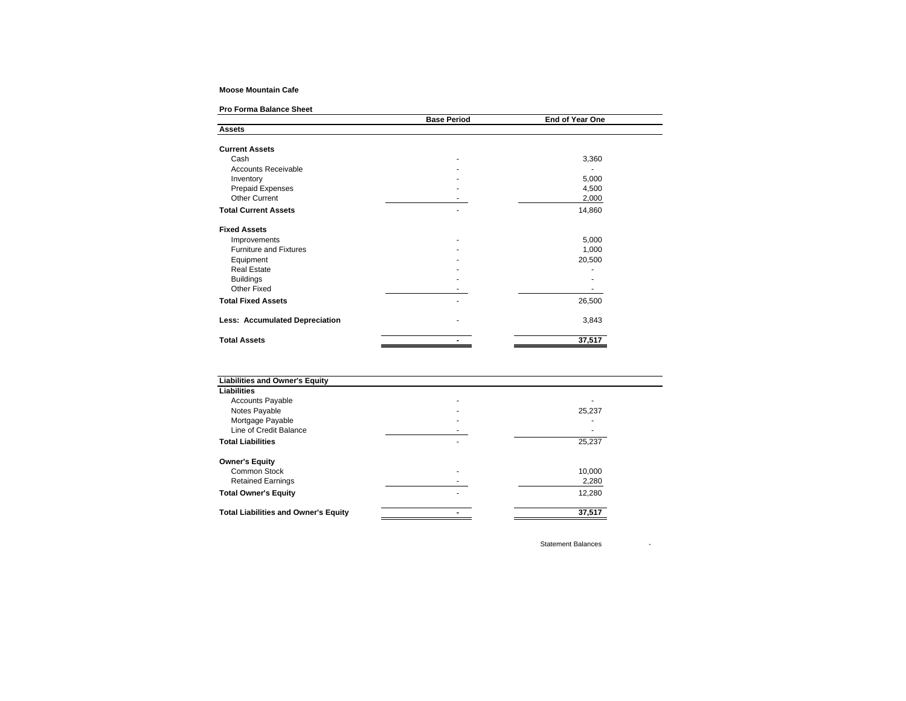**Moose Mountain Cafe**

**Pro Forma Balance Sheet**

| | Base Period | End of Year One |
|---|---|---|
| **Assets** | | |
| | | |
| **Current Assets** | | |
| Cash | - | 3,360 |
| Accounts Receivable | - | - |
| Inventory | - | 5,000 |
| Prepaid Expenses | - | 4,500 |
| Other Current | - | 2,000 |
| **Total Current Assets** | - | 14,860 |
| | | |
| **Fixed Assets** | | |
| Improvements | - | 5,000 |
| Furniture and Fixtures | - | 1,000 |
| Equipment | - | 20,500 |
| Real Estate | - | - |
| Buildings | - | - |
| Other Fixed | - | - |
| **Total Fixed Assets** | - | 26,500 |
| | | |
| **Less: Accumulated Depreciation** | - | 3,843 |
| | | |
| **Total Assets** | **-** | **37,517** |

| **Liabilities and Owner's Equity** | | |
|---|---|---|
| **Liabilities** | | |
| Accounts Payable | - | - |
| Notes Payable | - | 25,237 |
| Mortgage Payable | - | - |
| Line of Credit Balance | - | - |
| **Total Liabilities** | - | 25,237 |
| | | |
| **Owner's Equity** | | |
| Common Stock | - | 10,000 |
| Retained Earnings | - | 2,280 |
| **Total Owner's Equity** | - | 12,280 |
| | | |
| **Total Liabilities and Owner's Equity** | **-** | **37,517** |

Statement Balances -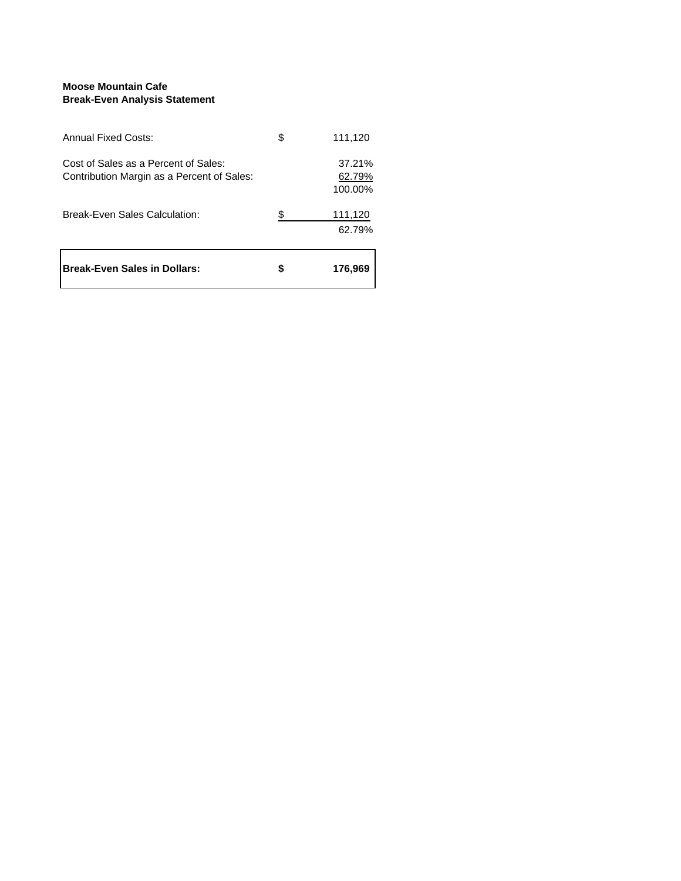**Moose Mountain Cafe**
**Break-Even Analysis Statement**

| | | |
|---|---|---|
| Annual Fixed Costs: | $ | 111,120 |
| | | |
| Cost of Sales as a Percent of Sales: | | 37.21% |
| Contribution Margin as a Percent of Sales: | | 62.79% |
| | | 100.00% |
| | | |
| Break-Even Sales Calculation: | $ | 111,120 |
| | | 62.79% |
| | | |
| **Break-Even Sales in Dollars:** | **$** | **176,969** |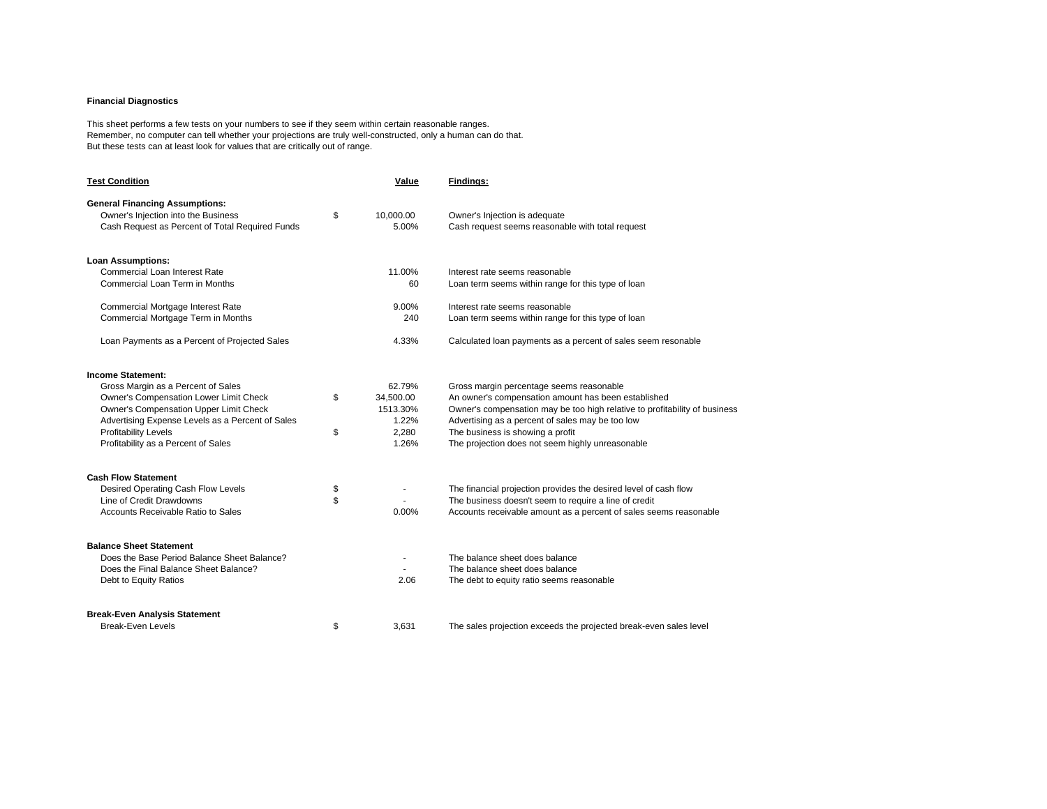**Financial Diagnostics**

This sheet performs a few tests on your numbers to see if they seem within certain reasonable ranges.
Remember, no computer can tell whether your projections are truly well-constructed, only a human can do that.
But these tests can at least look for values that are critically out of range.

| Test Condition | | Value | Findings: |
|---|---|---|---|
| **General Financing Assumptions:** | | | |
| Owner's Injection into the Business | $ | 10,000.00 | Owner's Injection is adequate |
| Cash Request as Percent of Total Required Funds | | 5.00% | Cash request seems reasonable with total request |
| | | | |
| **Loan Assumptions:** | | | |
| Commercial Loan Interest Rate | | 11.00% | Interest rate seems reasonable |
| Commercial Loan Term in Months | | 60 | Loan term seems within range for this type of loan |
| Commercial Mortgage Interest Rate | | 9.00% | Interest rate seems reasonable |
| Commercial Mortgage Term in Months | | 240 | Loan term seems within range for this type of loan |
| Loan Payments as a Percent of Projected Sales | | 4.33% | Calculated loan payments as a percent of sales seem resonable |
| | | | |
| **Income Statement:** | | | |
| Gross Margin as a Percent of Sales | | 62.79% | Gross margin percentage seems reasonable |
| Owner's Compensation Lower Limit Check | $ | 34,500.00 | An owner's compensation amount has been established |
| Owner's Compensation Upper Limit Check | | 1513.30% | Owner's compensation may be too high relative to profitability of business |
| Advertising Expense Levels as a Percent of Sales | | 1.22% | Advertising as a percent of sales may be too low |
| Profitability Levels | $ | 2,280 | The business is showing a profit |
| Profitability as a Percent of Sales | | 1.26% | The projection does not seem highly unreasonable |
| | | | |
| **Cash Flow Statement** | | | |
| Desired Operating Cash Flow Levels | $ | - | The financial projection provides the desired level of cash flow |
| Line of Credit Drawdowns | $ | - | The business doesn't seem to require a line of credit |
| Accounts Receivable Ratio to Sales | | 0.00% | Accounts receivable amount as a percent of sales seems reasonable |
| | | | |
| **Balance Sheet Statement** | | | |
| Does the Base Period Balance Sheet Balance? | | - | The balance sheet does balance |
| Does the Final Balance Sheet Balance? | | - | The balance sheet does balance |
| Debt to Equity Ratios | | 2.06 | The debt to equity ratio seems reasonable |
| | | | |
| **Break-Even Analysis Statement** | | | |
| Break-Even Levels | $ | 3,631 | The sales projection exceeds the projected break-even sales level |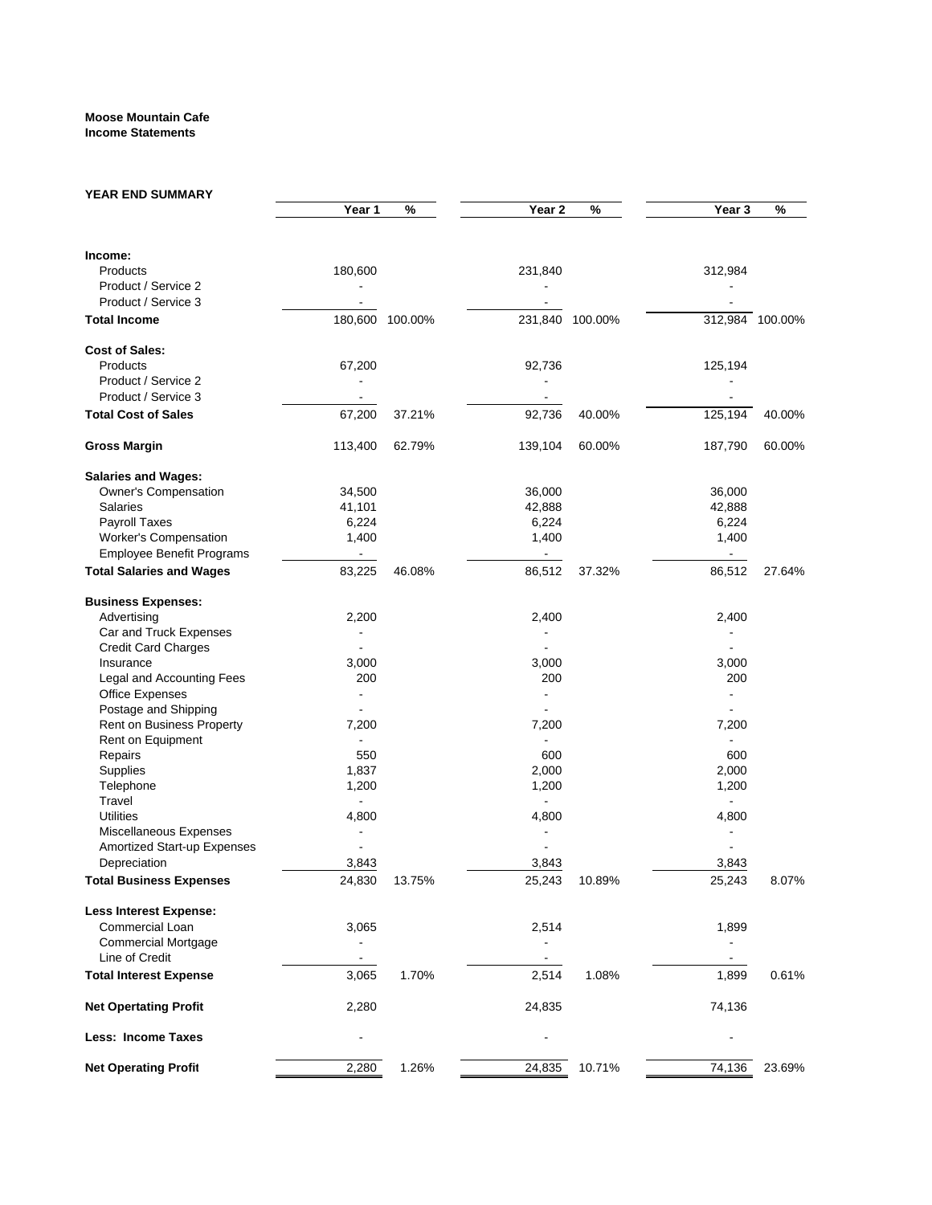**Moose Mountain Cafe**
**Income Statements**

**YEAR END SUMMARY**

| | Year 1 | % | Year 2 | % | Year 3 | % |
|---|---|---|---|---|---|---|
| **Income:** | | | | | | |
| Products | 180,600 | | 231,840 | | 312,984 | |
| Product / Service 2 | - | | - | | - | |
| Product / Service 3 | - | | - | | - | |
| **Total Income** | 180,600 | 100.00% | 231,840 | 100.00% | 312,984 | 100.00% |
| **Cost of Sales:** | | | | | | |
| Products | 67,200 | | 92,736 | | 125,194 | |
| Product / Service 2 | - | | - | | - | |
| Product / Service 3 | - | | - | | - | |
| **Total Cost of Sales** | 67,200 | 37.21% | 92,736 | 40.00% | 125,194 | 40.00% |
| **Gross Margin** | 113,400 | 62.79% | 139,104 | 60.00% | 187,790 | 60.00% |
| **Salaries and Wages:** | | | | | | |
| Owner's Compensation | 34,500 | | 36,000 | | 36,000 | |
| Salaries | 41,101 | | 42,888 | | 42,888 | |
| Payroll Taxes | 6,224 | | 6,224 | | 6,224 | |
| Worker's Compensation | 1,400 | | 1,400 | | 1,400 | |
| Employee Benefit Programs | - | | - | | - | |
| **Total Salaries and Wages** | 83,225 | 46.08% | 86,512 | 37.32% | 86,512 | 27.64% |
| **Business Expenses:** | | | | | | |
| Advertising | 2,200 | | 2,400 | | 2,400 | |
| Car and Truck Expenses | - | | - | | - | |
| Credit Card Charges | - | | - | | - | |
| Insurance | 3,000 | | 3,000 | | 3,000 | |
| Legal and Accounting Fees | 200 | | 200 | | 200 | |
| Office Expenses | - | | - | | - | |
| Postage and Shipping | - | | - | | - | |
| Rent on Business Property | 7,200 | | 7,200 | | 7,200 | |
| Rent on Equipment | - | | - | | - | |
| Repairs | 550 | | 600 | | 600 | |
| Supplies | 1,837 | | 2,000 | | 2,000 | |
| Telephone | 1,200 | | 1,200 | | 1,200 | |
| Travel | - | | - | | - | |
| Utilities | 4,800 | | 4,800 | | 4,800 | |
| Miscellaneous Expenses | - | | - | | - | |
| Amortized Start-up Expenses | - | | - | | - | |
| Depreciation | 3,843 | | 3,843 | | 3,843 | |
| **Total Business Expenses** | 24,830 | 13.75% | 25,243 | 10.89% | 25,243 | 8.07% |
| **Less Interest Expense:** | | | | | | |
| Commercial Loan | 3,065 | | 2,514 | | 1,899 | |
| Commercial Mortgage | - | | - | | - | |
| Line of Credit | - | | - | | - | |
| **Total Interest Expense** | 3,065 | 1.70% | 2,514 | 1.08% | 1,899 | 0.61% |
| **Net Opertating Profit** | 2,280 | | 24,835 | | 74,136 | |
| **Less: Income Taxes** | - | | - | | - | |
| **Net Operating Profit** | 2,280 | 1.26% | 24,835 | 10.71% | 74,136 | 23.69% |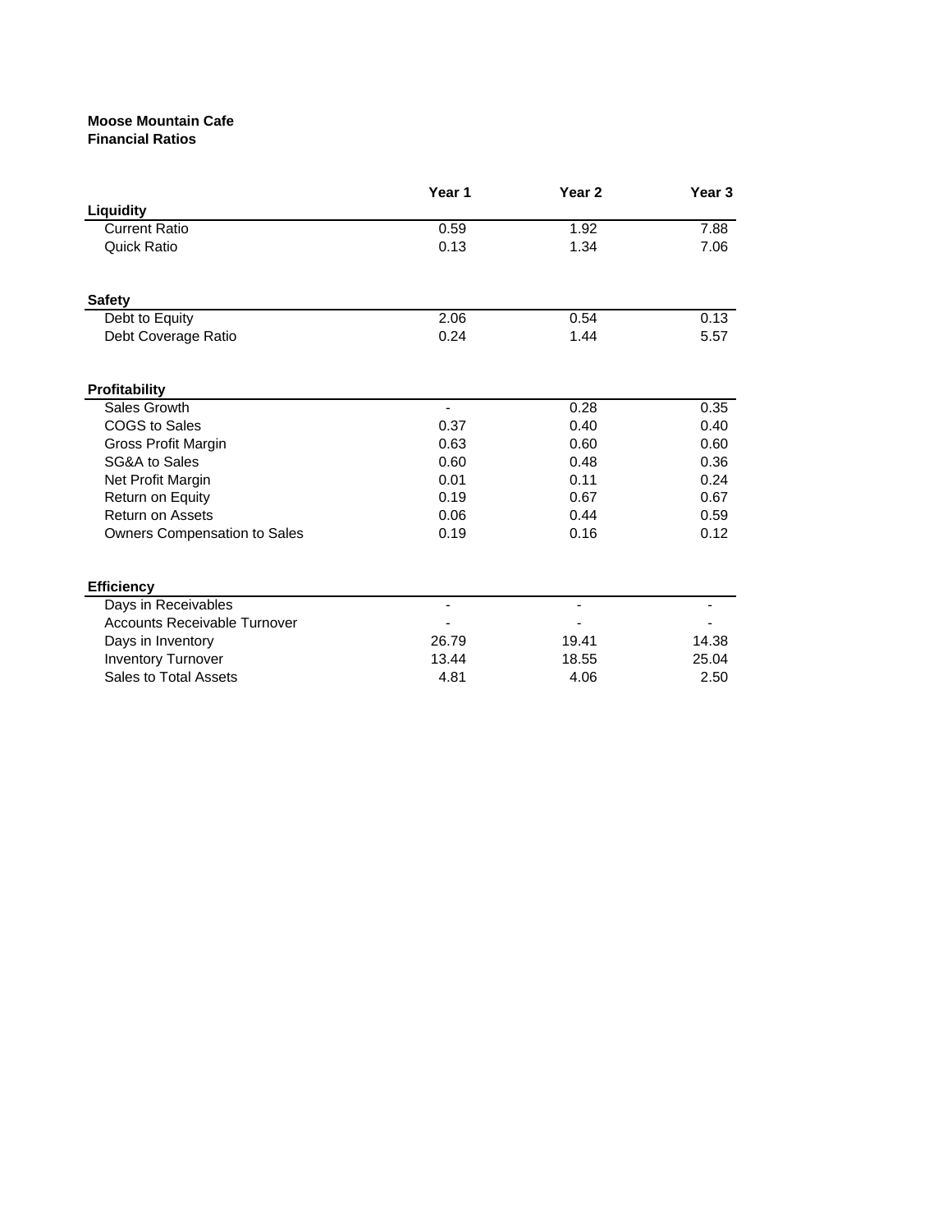**Moose Mountain Cafe**
**Financial Ratios**

| | Year 1 | Year 2 | Year 3 |
|---|---|---|---|
| **Liquidity** | | | |
| Current Ratio | 0.59 | 1.92 | 7.88 |
| Quick Ratio | 0.13 | 1.34 | 7.06 |
| **Safety** | | | |
| Debt to Equity | 2.06 | 0.54 | 0.13 |
| Debt Coverage Ratio | 0.24 | 1.44 | 5.57 |
| **Profitability** | | | |
| Sales Growth | - | 0.28 | 0.35 |
| COGS to Sales | 0.37 | 0.40 | 0.40 |
| Gross Profit Margin | 0.63 | 0.60 | 0.60 |
| SG&A to Sales | 0.60 | 0.48 | 0.36 |
| Net Profit Margin | 0.01 | 0.11 | 0.24 |
| Return on Equity | 0.19 | 0.67 | 0.67 |
| Return on Assets | 0.06 | 0.44 | 0.59 |
| Owners Compensation to Sales | 0.19 | 0.16 | 0.12 |
| **Efficiency** | | | |
| Days in Receivables | - | - | - |
| Accounts Receivable Turnover | - | - | - |
| Days in Inventory | 26.79 | 19.41 | 14.38 |
| Inventory Turnover | 13.44 | 18.55 | 25.04 |
| Sales to Total Assets | 4.81 | 4.06 | 2.50 |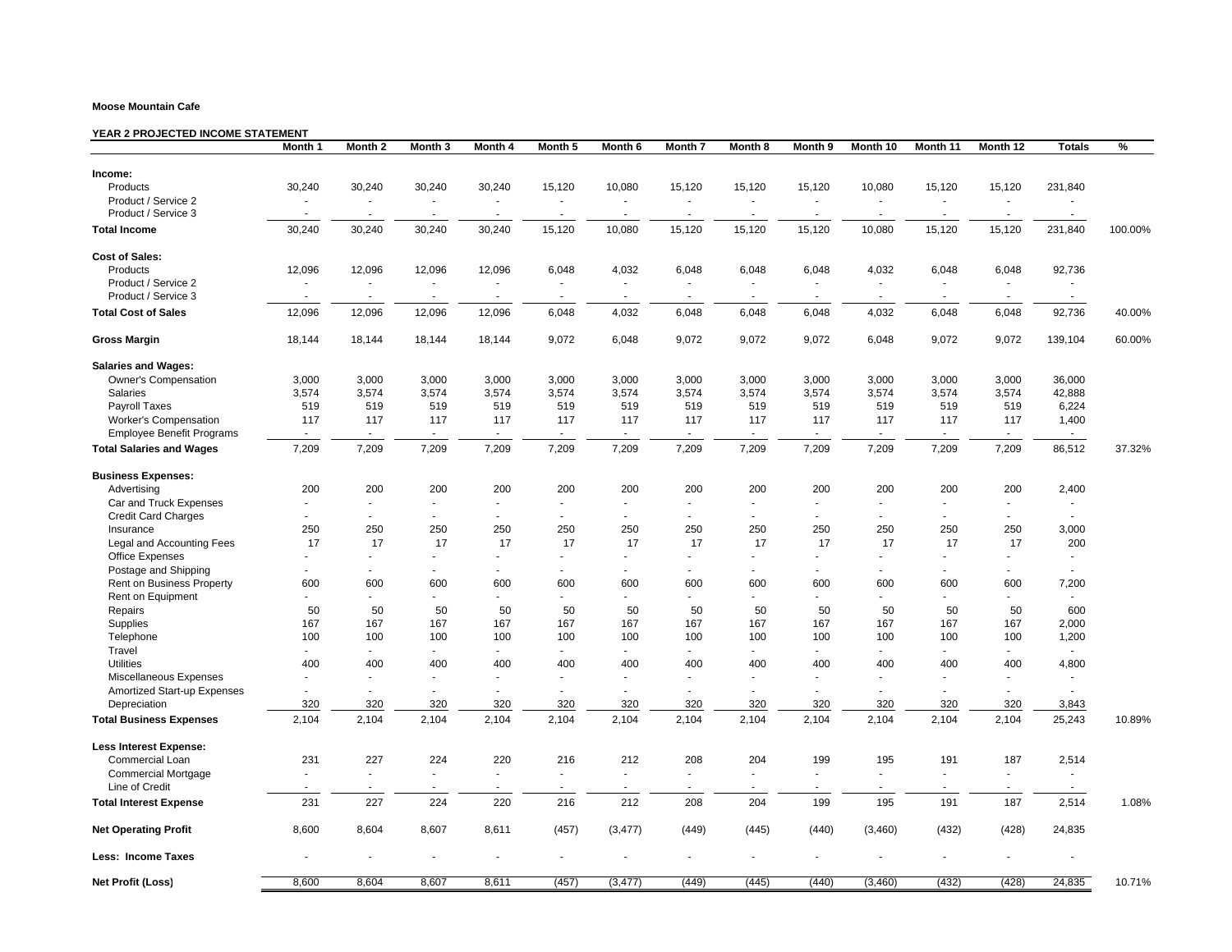**Moose Mountain Cafe**

**YEAR 2 PROJECTED INCOME STATEMENT**

| | Month 1 | Month 2 | Month 3 | Month 4 | Month 5 | Month 6 | Month 7 | Month 8 | Month 9 | Month 10 | Month 11 | Month 12 | Totals | % |
|---|---|---|---|---|---|---|---|---|---|---|---|---|---|---|
| **Income:** | | | | | | | | | | | | | | |
| Products | 30,240 | 30,240 | 30,240 | 30,240 | 15,120 | 10,080 | 15,120 | 15,120 | 15,120 | 10,080 | 15,120 | 15,120 | 231,840 | |
| Product / Service 2 | - | - | - | - | - | - | - | - | - | - | - | - | - | |
| Product / Service 3 | - | - | - | - | - | - | - | - | - | - | - | - | - | |
| **Total Income** | 30,240 | 30,240 | 30,240 | 30,240 | 15,120 | 10,080 | 15,120 | 15,120 | 15,120 | 10,080 | 15,120 | 15,120 | 231,840 | 100.00% |
| **Cost of Sales:** | | | | | | | | | | | | | | |
| Products | 12,096 | 12,096 | 12,096 | 12,096 | 6,048 | 4,032 | 6,048 | 6,048 | 6,048 | 4,032 | 6,048 | 6,048 | 92,736 | |
| Product / Service 2 | - | - | - | - | - | - | - | - | - | - | - | - | - | |
| Product / Service 3 | - | - | - | - | - | - | - | - | - | - | - | - | - | |
| **Total Cost of Sales** | 12,096 | 12,096 | 12,096 | 12,096 | 6,048 | 4,032 | 6,048 | 6,048 | 6,048 | 4,032 | 6,048 | 6,048 | 92,736 | 40.00% |
| **Gross Margin** | 18,144 | 18,144 | 18,144 | 18,144 | 9,072 | 6,048 | 9,072 | 9,072 | 9,072 | 6,048 | 9,072 | 9,072 | 139,104 | 60.00% |
| **Salaries and Wages:** | | | | | | | | | | | | | | |
| Owner's Compensation | 3,000 | 3,000 | 3,000 | 3,000 | 3,000 | 3,000 | 3,000 | 3,000 | 3,000 | 3,000 | 3,000 | 3,000 | 36,000 | |
| Salaries | 3,574 | 3,574 | 3,574 | 3,574 | 3,574 | 3,574 | 3,574 | 3,574 | 3,574 | 3,574 | 3,574 | 3,574 | 42,888 | |
| Payroll Taxes | 519 | 519 | 519 | 519 | 519 | 519 | 519 | 519 | 519 | 519 | 519 | 519 | 6,224 | |
| Worker's Compensation | 117 | 117 | 117 | 117 | 117 | 117 | 117 | 117 | 117 | 117 | 117 | 117 | 1,400 | |
| Employee Benefit Programs | - | - | - | - | - | - | - | - | - | - | - | - | - | |
| **Total Salaries and Wages** | 7,209 | 7,209 | 7,209 | 7,209 | 7,209 | 7,209 | 7,209 | 7,209 | 7,209 | 7,209 | 7,209 | 7,209 | 86,512 | 37.32% |
| **Business Expenses:** | | | | | | | | | | | | | | |
| Advertising | 200 | 200 | 200 | 200 | 200 | 200 | 200 | 200 | 200 | 200 | 200 | 200 | 2,400 | |
| Car and Truck Expenses | - | - | - | - | - | - | - | - | - | - | - | - | - | |
| Credit Card Charges | - | - | - | - | - | - | - | - | - | - | - | - | - | |
| Insurance | 250 | 250 | 250 | 250 | 250 | 250 | 250 | 250 | 250 | 250 | 250 | 250 | 3,000 | |
| Legal and Accounting Fees | 17 | 17 | 17 | 17 | 17 | 17 | 17 | 17 | 17 | 17 | 17 | 17 | 200 | |
| Office Expenses | - | - | - | - | - | - | - | - | - | - | - | - | - | |
| Postage and Shipping | - | - | - | - | - | - | - | - | - | - | - | - | - | |
| Rent on Business Property | 600 | 600 | 600 | 600 | 600 | 600 | 600 | 600 | 600 | 600 | 600 | 600 | 7,200 | |
| Rent on Equipment | - | - | - | - | - | - | - | - | - | - | - | - | - | |
| Repairs | 50 | 50 | 50 | 50 | 50 | 50 | 50 | 50 | 50 | 50 | 50 | 50 | 600 | |
| Supplies | 167 | 167 | 167 | 167 | 167 | 167 | 167 | 167 | 167 | 167 | 167 | 167 | 2,000 | |
| Telephone | 100 | 100 | 100 | 100 | 100 | 100 | 100 | 100 | 100 | 100 | 100 | 100 | 1,200 | |
| Travel | - | - | - | - | - | - | - | - | - | - | - | - | - | |
| Utilities | 400 | 400 | 400 | 400 | 400 | 400 | 400 | 400 | 400 | 400 | 400 | 400 | 4,800 | |
| Miscellaneous Expenses | - | - | - | - | - | - | - | - | - | - | - | - | - | |
| Amortized Start-up Expenses | - | - | - | - | - | - | - | - | - | - | - | - | - | |
| Depreciation | 320 | 320 | 320 | 320 | 320 | 320 | 320 | 320 | 320 | 320 | 320 | 320 | 3,843 | |
| **Total Business Expenses** | 2,104 | 2,104 | 2,104 | 2,104 | 2,104 | 2,104 | 2,104 | 2,104 | 2,104 | 2,104 | 2,104 | 2,104 | 25,243 | 10.89% |
| **Less Interest Expense:** | | | | | | | | | | | | | | |
| Commercial Loan | 231 | 227 | 224 | 220 | 216 | 212 | 208 | 204 | 199 | 195 | 191 | 187 | 2,514 | |
| Commercial Mortgage | - | - | - | - | - | - | - | - | - | - | - | - | - | |
| Line of Credit | - | - | - | - | - | - | - | - | - | - | - | - | - | |
| **Total Interest Expense** | 231 | 227 | 224 | 220 | 216 | 212 | 208 | 204 | 199 | 195 | 191 | 187 | 2,514 | 1.08% |
| **Net Operating Profit** | 8,600 | 8,604 | 8,607 | 8,611 | (457) | (3,477) | (449) | (445) | (440) | (3,460) | (432) | (428) | 24,835 | |
| **Less: Income Taxes** | - | - | - | - | - | - | - | - | - | - | - | - | - | |
| **Net Profit (Loss)** | 8,600 | 8,604 | 8,607 | 8,611 | (457) | (3,477) | (449) | (445) | (440) | (3,460) | (432) | (428) | 24,835 | 10.71% |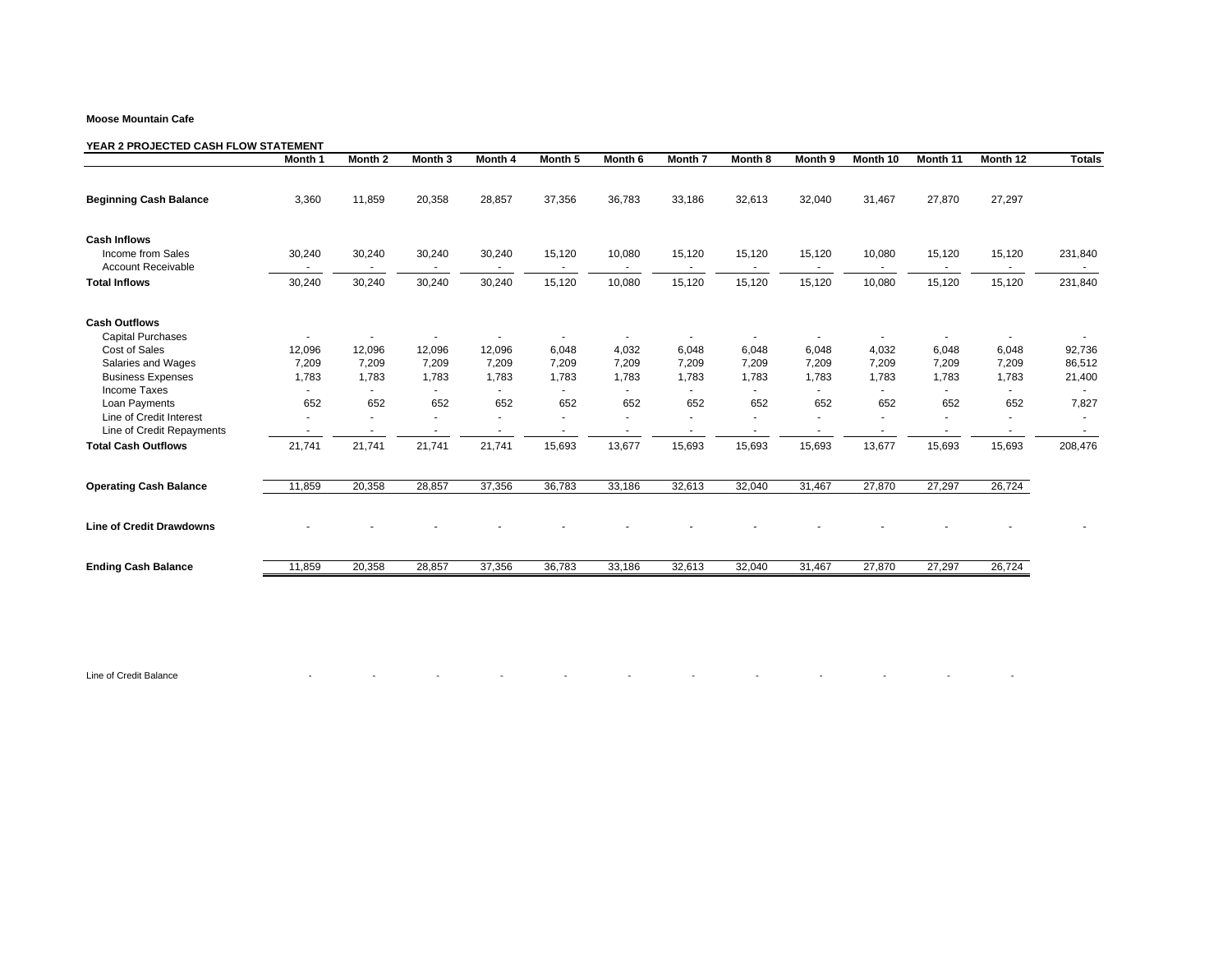**Moose Mountain Cafe**

**YEAR 2 PROJECTED CASH FLOW STATEMENT**

| | Month 1 | Month 2 | Month 3 | Month 4 | Month 5 | Month 6 | Month 7 | Month 8 | Month 9 | Month 10 | Month 11 | Month 12 | Totals |
|---|---|---|---|---|---|---|---|---|---|---|---|---|---|
| **Beginning Cash Balance** | 3,360 | 11,859 | 20,358 | 28,857 | 37,356 | 36,783 | 33,186 | 32,613 | 32,040 | 31,467 | 27,870 | 27,297 | |
| **Cash Inflows** | | | | | | | | | | | | | |
| Income from Sales | 30,240 | 30,240 | 30,240 | 30,240 | 15,120 | 10,080 | 15,120 | 15,120 | 15,120 | 10,080 | 15,120 | 15,120 | 231,840 |
| Account Receivable | - | - | - | - | - | - | - | - | - | - | - | - | - |
| **Total Inflows** | 30,240 | 30,240 | 30,240 | 30,240 | 15,120 | 10,080 | 15,120 | 15,120 | 15,120 | 10,080 | 15,120 | 15,120 | 231,840 |
| **Cash Outflows** | | | | | | | | | | | | | |
| Capital Purchases | - | - | - | - | - | - | - | - | - | - | - | - | - |
| Cost of Sales | 12,096 | 12,096 | 12,096 | 12,096 | 6,048 | 4,032 | 6,048 | 6,048 | 6,048 | 4,032 | 6,048 | 6,048 | 92,736 |
| Salaries and Wages | 7,209 | 7,209 | 7,209 | 7,209 | 7,209 | 7,209 | 7,209 | 7,209 | 7,209 | 7,209 | 7,209 | 7,209 | 86,512 |
| Business Expenses | 1,783 | 1,783 | 1,783 | 1,783 | 1,783 | 1,783 | 1,783 | 1,783 | 1,783 | 1,783 | 1,783 | 1,783 | 21,400 |
| Income Taxes | - | - | - | - | - | - | - | - | - | - | - | - | - |
| Loan Payments | 652 | 652 | 652 | 652 | 652 | 652 | 652 | 652 | 652 | 652 | 652 | 652 | 7,827 |
| Line of Credit Interest | - | - | - | - | - | - | - | - | - | - | - | - | - |
| Line of Credit Repayments | - | - | - | - | - | - | - | - | - | - | - | - | - |
| **Total Cash Outflows** | 21,741 | 21,741 | 21,741 | 21,741 | 15,693 | 13,677 | 15,693 | 15,693 | 15,693 | 13,677 | 15,693 | 15,693 | 208,476 |
| **Operating Cash Balance** | 11,859 | 20,358 | 28,857 | 37,356 | 36,783 | 33,186 | 32,613 | 32,040 | 31,467 | 27,870 | 27,297 | 26,724 | |
| **Line of Credit Drawdowns** | - | - | - | - | - | - | - | - | - | - | - | - | - |
| **Ending Cash Balance** | 11,859 | 20,358 | 28,857 | 37,356 | 36,783 | 33,186 | 32,613 | 32,040 | 31,467 | 27,870 | 27,297 | 26,724 | |

| | Month 1 | Month 2 | Month 3 | Month 4 | Month 5 | Month 6 | Month 7 | Month 8 | Month 9 | Month 10 | Month 11 | Month 12 |
|---|---|---|---|---|---|---|---|---|---|---|---|---|
| Line of Credit Balance | - | - | - | - | - | - | - | - | - | - | - | - |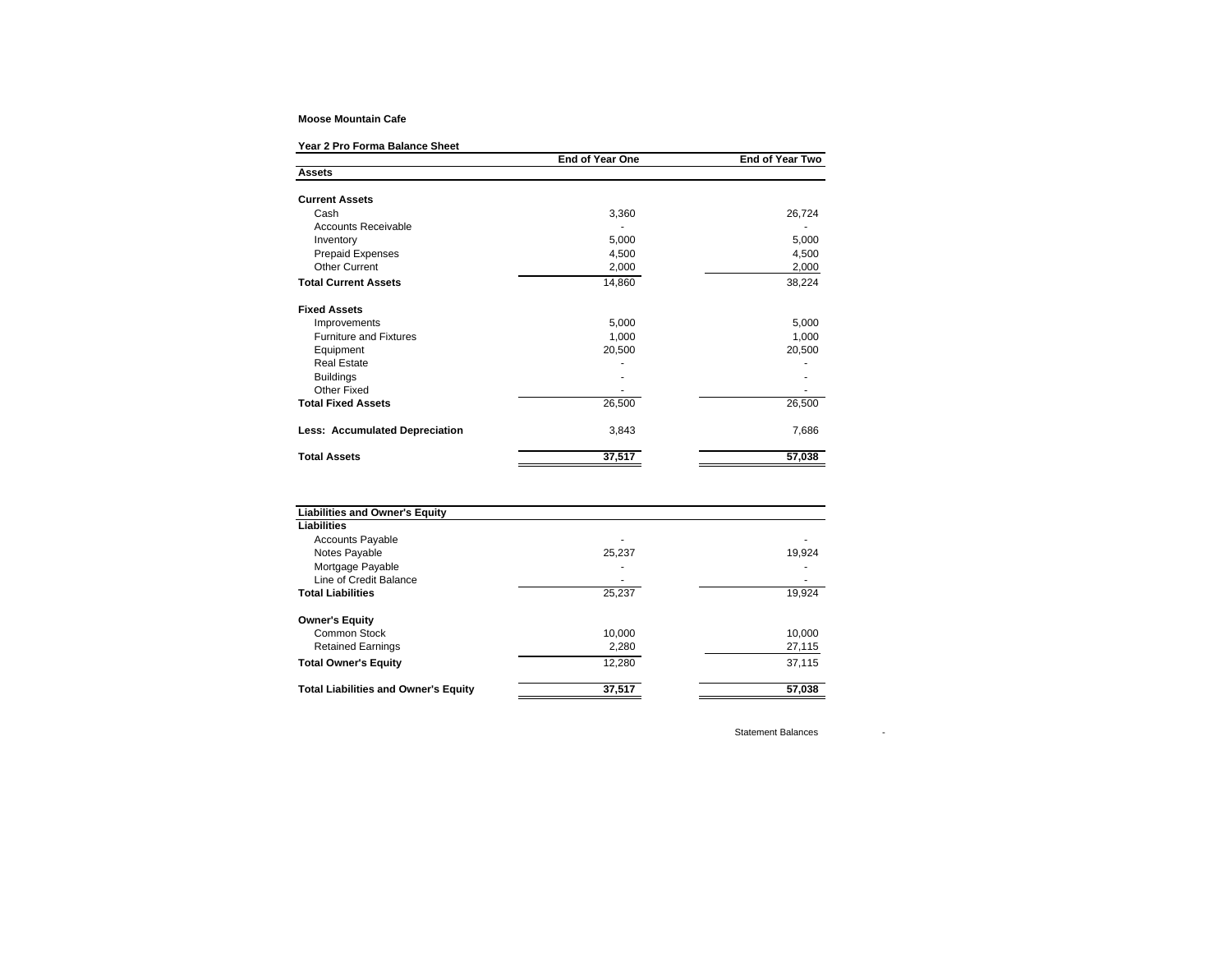**Moose Mountain Cafe**

**Year 2 Pro Forma Balance Sheet**

| | End of Year One | End of Year Two |
|---|---|---|
| **Assets** | | |
| | | |
| **Current Assets** | | |
| Cash | 3,360 | 26,724 |
| Accounts Receivable | - | - |
| Inventory | 5,000 | 5,000 |
| Prepaid Expenses | 4,500 | 4,500 |
| Other Current | 2,000 | 2,000 |
| **Total Current Assets** | 14,860 | 38,224 |
| | | |
| **Fixed Assets** | | |
| Improvements | 5,000 | 5,000 |
| Furniture and Fixtures | 1,000 | 1,000 |
| Equipment | 20,500 | 20,500 |
| Real Estate | - | - |
| Buildings | - | - |
| Other Fixed | - | - |
| **Total Fixed Assets** | 26,500 | 26,500 |
| | | |
| **Less: Accumulated Depreciation** | 3,843 | 7,686 |
| | | |
| **Total Assets** | **37,517** | **57,038** |

| | | |
|---|---|---|
| **Liabilities and Owner's Equity** | | |
| **Liabilities** | | |
| Accounts Payable | - | - |
| Notes Payable | 25,237 | 19,924 |
| Mortgage Payable | - | - |
| Line of Credit Balance | - | - |
| **Total Liabilities** | 25,237 | 19,924 |
| | | |
| **Owner's Equity** | | |
| Common Stock | 10,000 | 10,000 |
| Retained Earnings | 2,280 | 27,115 |
| **Total Owner's Equity** | 12,280 | 37,115 |
| | | |
| **Total Liabilities and Owner's Equity** | **37,517** | **57,038** |

Statement Balances -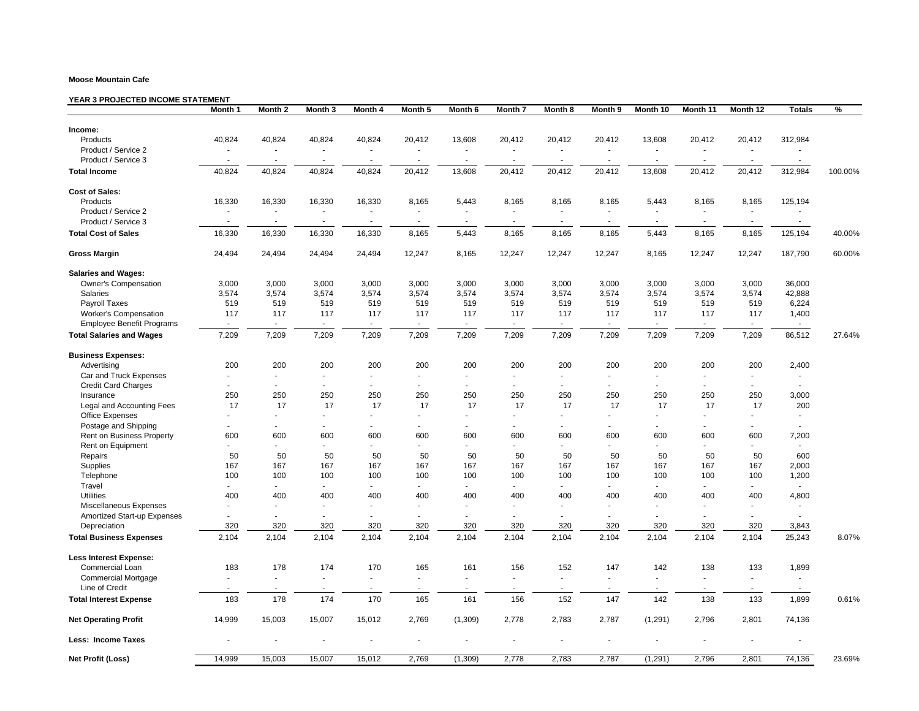**Moose Mountain Cafe**

**YEAR 3 PROJECTED INCOME STATEMENT**

| | Month 1 | Month 2 | Month 3 | Month 4 | Month 5 | Month 6 | Month 7 | Month 8 | Month 9 | Month 10 | Month 11 | Month 12 | Totals | % |
|---|---|---|---|---|---|---|---|---|---|---|---|---|---|---|
| **Income:** | | | | | | | | | | | | | | |
| Products | 40,824 | 40,824 | 40,824 | 40,824 | 20,412 | 13,608 | 20,412 | 20,412 | 20,412 | 13,608 | 20,412 | 20,412 | 312,984 | |
| Product / Service 2 | - | - | - | - | - | - | - | - | - | - | - | - | - | |
| Product / Service 3 | - | - | - | - | - | - | - | - | - | - | - | - | - | |
| **Total Income** | 40,824 | 40,824 | 40,824 | 40,824 | 20,412 | 13,608 | 20,412 | 20,412 | 20,412 | 13,608 | 20,412 | 20,412 | 312,984 | 100.00% |
| **Cost of Sales:** | | | | | | | | | | | | | | |
| Products | 16,330 | 16,330 | 16,330 | 16,330 | 8,165 | 5,443 | 8,165 | 8,165 | 8,165 | 5,443 | 8,165 | 8,165 | 125,194 | |
| Product / Service 2 | - | - | - | - | - | - | - | - | - | - | - | - | - | |
| Product / Service 3 | - | - | - | - | - | - | - | - | - | - | - | - | - | |
| **Total Cost of Sales** | 16,330 | 16,330 | 16,330 | 16,330 | 8,165 | 5,443 | 8,165 | 8,165 | 8,165 | 5,443 | 8,165 | 8,165 | 125,194 | 40.00% |
| **Gross Margin** | 24,494 | 24,494 | 24,494 | 24,494 | 12,247 | 8,165 | 12,247 | 12,247 | 12,247 | 8,165 | 12,247 | 12,247 | 187,790 | 60.00% |
| **Salaries and Wages:** | | | | | | | | | | | | | | |
| Owner's Compensation | 3,000 | 3,000 | 3,000 | 3,000 | 3,000 | 3,000 | 3,000 | 3,000 | 3,000 | 3,000 | 3,000 | 3,000 | 36,000 | |
| Salaries | 3,574 | 3,574 | 3,574 | 3,574 | 3,574 | 3,574 | 3,574 | 3,574 | 3,574 | 3,574 | 3,574 | 3,574 | 42,888 | |
| Payroll Taxes | 519 | 519 | 519 | 519 | 519 | 519 | 519 | 519 | 519 | 519 | 519 | 519 | 6,224 | |
| Worker's Compensation | 117 | 117 | 117 | 117 | 117 | 117 | 117 | 117 | 117 | 117 | 117 | 117 | 1,400 | |
| Employee Benefit Programs | - | - | - | - | - | - | - | - | - | - | - | - | - | |
| **Total Salaries and Wages** | 7,209 | 7,209 | 7,209 | 7,209 | 7,209 | 7,209 | 7,209 | 7,209 | 7,209 | 7,209 | 7,209 | 7,209 | 86,512 | 27.64% |
| **Business Expenses:** | | | | | | | | | | | | | | |
| Advertising | 200 | 200 | 200 | 200 | 200 | 200 | 200 | 200 | 200 | 200 | 200 | 200 | 2,400 | |
| Car and Truck Expenses | - | - | - | - | - | - | - | - | - | - | - | - | - | |
| Credit Card Charges | - | - | - | - | - | - | - | - | - | - | - | - | - | |
| Insurance | 250 | 250 | 250 | 250 | 250 | 250 | 250 | 250 | 250 | 250 | 250 | 250 | 3,000 | |
| Legal and Accounting Fees | 17 | 17 | 17 | 17 | 17 | 17 | 17 | 17 | 17 | 17 | 17 | 17 | 200 | |
| Office Expenses | - | - | - | - | - | - | - | - | - | - | - | - | - | |
| Postage and Shipping | - | - | - | - | - | - | - | - | - | - | - | - | - | |
| Rent on Business Property | 600 | 600 | 600 | 600 | 600 | 600 | 600 | 600 | 600 | 600 | 600 | 600 | 7,200 | |
| Rent on Equipment | - | - | - | - | - | - | - | - | - | - | - | - | - | |
| Repairs | 50 | 50 | 50 | 50 | 50 | 50 | 50 | 50 | 50 | 50 | 50 | 50 | 600 | |
| Supplies | 167 | 167 | 167 | 167 | 167 | 167 | 167 | 167 | 167 | 167 | 167 | 167 | 2,000 | |
| Telephone | 100 | 100 | 100 | 100 | 100 | 100 | 100 | 100 | 100 | 100 | 100 | 100 | 1,200 | |
| Travel | - | - | - | - | - | - | - | - | - | - | - | - | - | |
| Utilities | 400 | 400 | 400 | 400 | 400 | 400 | 400 | 400 | 400 | 400 | 400 | 400 | 4,800 | |
| Miscellaneous Expenses | - | - | - | - | - | - | - | - | - | - | - | - | - | |
| Amortized Start-up Expenses | - | - | - | - | - | - | - | - | - | - | - | - | - | |
| Depreciation | 320 | 320 | 320 | 320 | 320 | 320 | 320 | 320 | 320 | 320 | 320 | 320 | 3,843 | |
| **Total Business Expenses** | 2,104 | 2,104 | 2,104 | 2,104 | 2,104 | 2,104 | 2,104 | 2,104 | 2,104 | 2,104 | 2,104 | 2,104 | 25,243 | 8.07% |
| **Less Interest Expense:** | | | | | | | | | | | | | | |
| Commercial Loan | 183 | 178 | 174 | 170 | 165 | 161 | 156 | 152 | 147 | 142 | 138 | 133 | 1,899 | |
| Commercial Mortgage | - | - | - | - | - | - | - | - | - | - | - | - | - | |
| Line of Credit | - | - | - | - | - | - | - | - | - | - | - | - | - | |
| **Total Interest Expense** | 183 | 178 | 174 | 170 | 165 | 161 | 156 | 152 | 147 | 142 | 138 | 133 | 1,899 | 0.61% |
| **Net Operating Profit** | 14,999 | 15,003 | 15,007 | 15,012 | 2,769 | (1,309) | 2,778 | 2,783 | 2,787 | (1,291) | 2,796 | 2,801 | 74,136 | |
| **Less: Income Taxes** | - | - | - | - | - | - | - | - | - | - | - | - | - | |
| **Net Profit (Loss)** | 14,999 | 15,003 | 15,007 | 15,012 | 2,769 | (1,309) | 2,778 | 2,783 | 2,787 | (1,291) | 2,796 | 2,801 | 74,136 | 23.69% |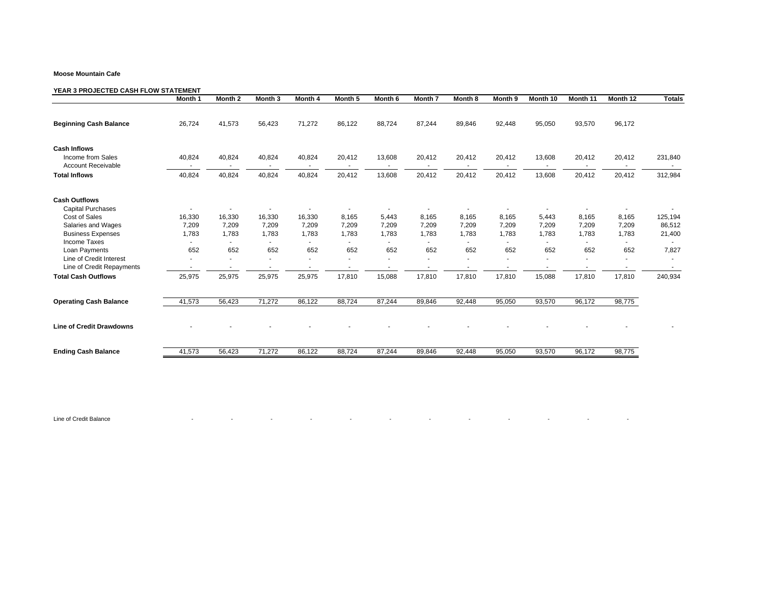**Moose Mountain Cafe**

**YEAR 3 PROJECTED CASH FLOW STATEMENT**

| | Month 1 | Month 2 | Month 3 | Month 4 | Month 5 | Month 6 | Month 7 | Month 8 | Month 9 | Month 10 | Month 11 | Month 12 | Totals |
|---|---|---|---|---|---|---|---|---|---|---|---|---|---|
| **Beginning Cash Balance** | 26,724 | 41,573 | 56,423 | 71,272 | 86,122 | 88,724 | 87,244 | 89,846 | 92,448 | 95,050 | 93,570 | 96,172 | |
| **Cash Inflows** | | | | | | | | | | | | | |
| Income from Sales | 40,824 | 40,824 | 40,824 | 40,824 | 20,412 | 13,608 | 20,412 | 20,412 | 20,412 | 13,608 | 20,412 | 20,412 | 231,840 |
| Account Receivable | - | - | - | - | - | - | - | - | - | - | - | - | - |
| **Total Inflows** | 40,824 | 40,824 | 40,824 | 40,824 | 20,412 | 13,608 | 20,412 | 20,412 | 20,412 | 13,608 | 20,412 | 20,412 | 312,984 |
| **Cash Outflows** | | | | | | | | | | | | | |
| Capital Purchases | - | - | - | - | - | - | - | - | - | - | - | - | - |
| Cost of Sales | 16,330 | 16,330 | 16,330 | 16,330 | 8,165 | 5,443 | 8,165 | 8,165 | 8,165 | 5,443 | 8,165 | 8,165 | 125,194 |
| Salaries and Wages | 7,209 | 7,209 | 7,209 | 7,209 | 7,209 | 7,209 | 7,209 | 7,209 | 7,209 | 7,209 | 7,209 | 7,209 | 86,512 |
| Business Expenses | 1,783 | 1,783 | 1,783 | 1,783 | 1,783 | 1,783 | 1,783 | 1,783 | 1,783 | 1,783 | 1,783 | 1,783 | 21,400 |
| Income Taxes | - | - | - | - | - | - | - | - | - | - | - | - | - |
| Loan Payments | 652 | 652 | 652 | 652 | 652 | 652 | 652 | 652 | 652 | 652 | 652 | 652 | 7,827 |
| Line of Credit Interest | - | - | - | - | - | - | - | - | - | - | - | - | - |
| Line of Credit Repayments | - | - | - | - | - | - | - | - | - | - | - | - | - |
| **Total Cash Outflows** | 25,975 | 25,975 | 25,975 | 25,975 | 17,810 | 15,088 | 17,810 | 17,810 | 17,810 | 15,088 | 17,810 | 17,810 | 240,934 |
| **Operating Cash Balance** | 41,573 | 56,423 | 71,272 | 86,122 | 88,724 | 87,244 | 89,846 | 92,448 | 95,050 | 93,570 | 96,172 | 98,775 | |
| **Line of Credit Drawdowns** | - | - | - | - | - | - | - | - | - | - | - | - | - |
| **Ending Cash Balance** | 41,573 | 56,423 | 71,272 | 86,122 | 88,724 | 87,244 | 89,846 | 92,448 | 95,050 | 93,570 | 96,172 | 98,775 | |
| Line of Credit Balance | - | - | - | - | - | - | - | - | - | - | - | - | |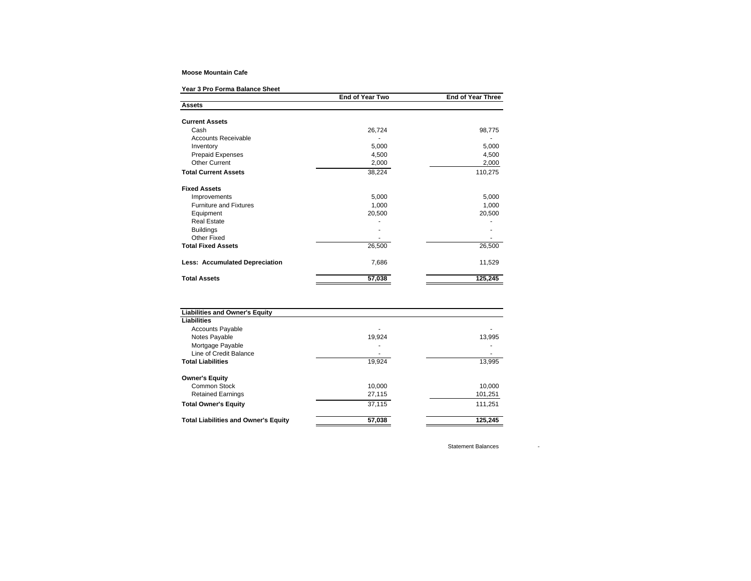**Moose Mountain Cafe**

**Year 3 Pro Forma Balance Sheet**

| | End of Year Two | End of Year Three |
|---|---|---|
| **Assets** | | |
| **Current Assets** | | |
| Cash | 26,724 | 98,775 |
| Accounts Receivable | - | - |
| Inventory | 5,000 | 5,000 |
| Prepaid Expenses | 4,500 | 4,500 |
| Other Current | 2,000 | 2,000 |
| **Total Current Assets** | 38,224 | 110,275 |
| **Fixed Assets** | | |
| Improvements | 5,000 | 5,000 |
| Furniture and Fixtures | 1,000 | 1,000 |
| Equipment | 20,500 | 20,500 |
| Real Estate | - | - |
| Buildings | - | - |
| Other Fixed | - | - |
| **Total Fixed Assets** | 26,500 | 26,500 |
| **Less: Accumulated Depreciation** | 7,686 | 11,529 |
| **Total Assets** | **57,038** | **125,245** |

| | | |
|---|---|---|
| **Liabilities and Owner's Equity** | | |
| **Liabilities** | | |
| Accounts Payable | - | - |
| Notes Payable | 19,924 | 13,995 |
| Mortgage Payable | - | - |
| Line of Credit Balance | - | - |
| **Total Liabilities** | 19,924 | 13,995 |
| **Owner's Equity** | | |
| Common Stock | 10,000 | 10,000 |
| Retained Earnings | 27,115 | 101,251 |
| **Total Owner's Equity** | 37,115 | 111,251 |
| **Total Liabilities and Owner's Equity** | **57,038** | **125,245** |

Statement Balances -